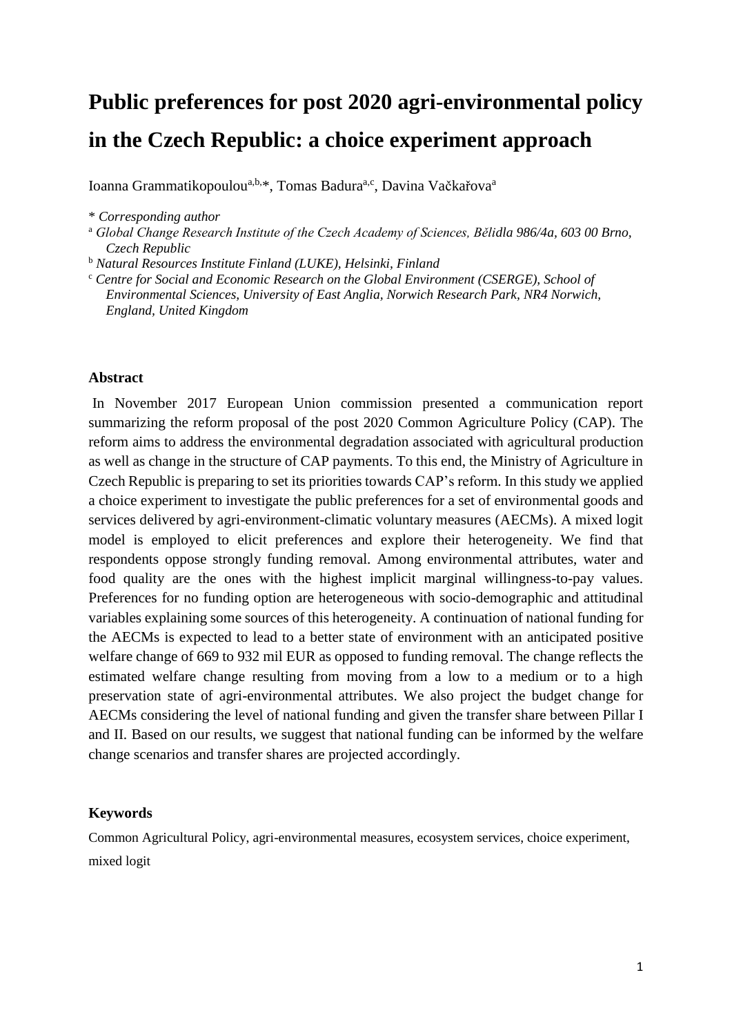# Public preferences for post 2020 agri-environmental policy in the Czech Republic: a choice experiment approach

Ioanna Grammatikopoulou[a,b,*], Tomas Badura[a,c], Davina Vačkařova[a]

*\* Corresponding author*

[a] *Global Change Research Institute of the Czech Academy of Sciences, Bělidla 986/4a, 603 00 Brno, Czech Republic*

[b] *Natural Resources Institute Finland (LUKE), Helsinki, Finland*

[c] *Centre for Social and Economic Research on the Global Environment (CSERGE), School of Environmental Sciences, University of East Anglia, Norwich Research Park, NR4 Norwich, England, United Kingdom*

## Abstract

In November 2017 European Union commission presented a communication report summarizing the reform proposal of the post 2020 Common Agriculture Policy (CAP). The reform aims to address the environmental degradation associated with agricultural production as well as change in the structure of CAP payments. To this end, the Ministry of Agriculture in Czech Republic is preparing to set its priorities towards CAP's reform. In this study we applied a choice experiment to investigate the public preferences for a set of environmental goods and services delivered by agri-environment-climatic voluntary measures (AECMs). A mixed logit model is employed to elicit preferences and explore their heterogeneity. We find that respondents oppose strongly funding removal. Among environmental attributes, water and food quality are the ones with the highest implicit marginal willingness-to-pay values. Preferences for no funding option are heterogeneous with socio-demographic and attitudinal variables explaining some sources of this heterogeneity. A continuation of national funding for the AECMs is expected to lead to a better state of environment with an anticipated positive welfare change of 669 to 932 mil EUR as opposed to funding removal. The change reflects the estimated welfare change resulting from moving from a low to a medium or to a high preservation state of agri-environmental attributes. We also project the budget change for AECMs considering the level of national funding and given the transfer share between Pillar I and II. Based on our results, we suggest that national funding can be informed by the welfare change scenarios and transfer shares are projected accordingly.

## Keywords

Common Agricultural Policy, agri-environmental measures, ecosystem services, choice experiment, mixed logit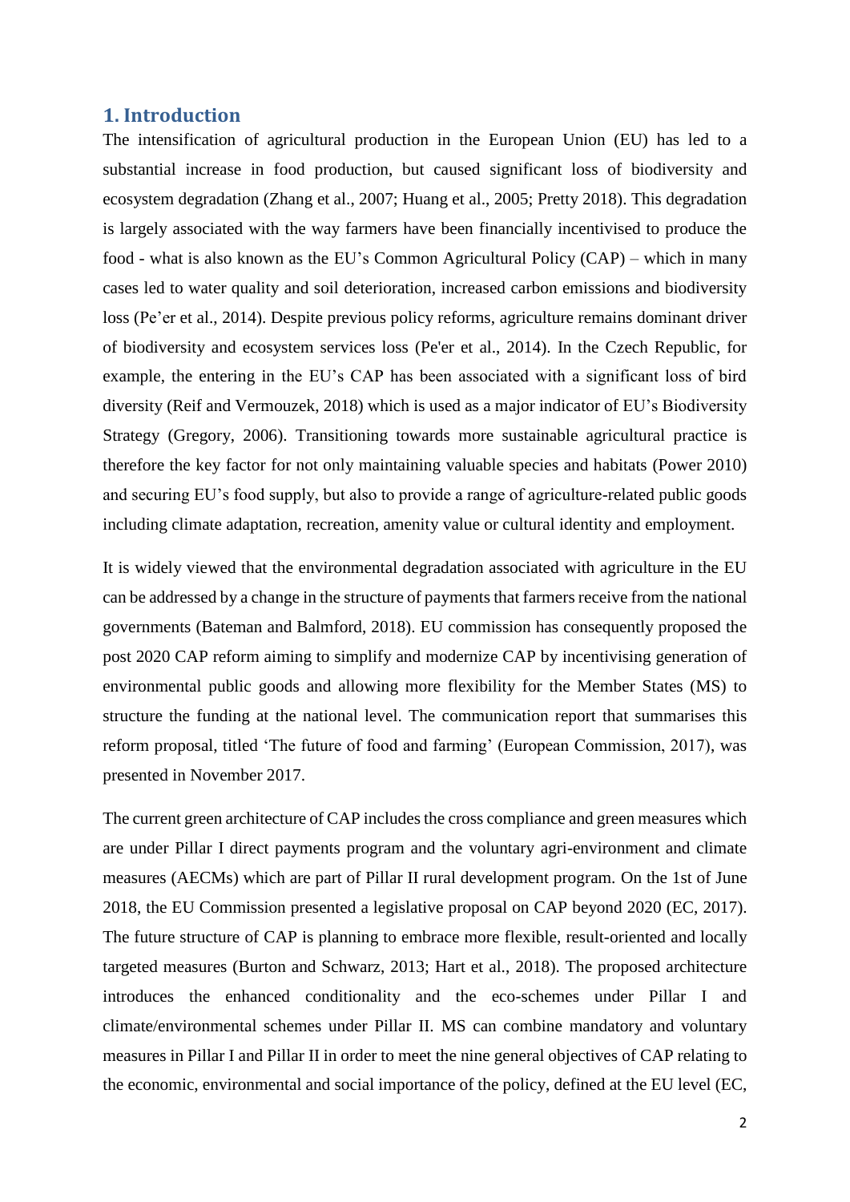## 1. Introduction

The intensification of agricultural production in the European Union (EU) has led to a substantial increase in food production, but caused significant loss of biodiversity and ecosystem degradation (Zhang et al., 2007; Huang et al., 2005; Pretty 2018). This degradation is largely associated with the way farmers have been financially incentivised to produce the food - what is also known as the EU's Common Agricultural Policy (CAP) – which in many cases led to water quality and soil deterioration, increased carbon emissions and biodiversity loss (Pe'er et al., 2014). Despite previous policy reforms, agriculture remains dominant driver of biodiversity and ecosystem services loss (Pe'er et al., 2014). In the Czech Republic, for example, the entering in the EU's CAP has been associated with a significant loss of bird diversity (Reif and Vermouzek, 2018) which is used as a major indicator of EU's Biodiversity Strategy (Gregory, 2006). Transitioning towards more sustainable agricultural practice is therefore the key factor for not only maintaining valuable species and habitats (Power 2010) and securing EU's food supply, but also to provide a range of agriculture-related public goods including climate adaptation, recreation, amenity value or cultural identity and employment.

It is widely viewed that the environmental degradation associated with agriculture in the EU can be addressed by a change in the structure of payments that farmers receive from the national governments (Bateman and Balmford, 2018). EU commission has consequently proposed the post 2020 CAP reform aiming to simplify and modernize CAP by incentivising generation of environmental public goods and allowing more flexibility for the Member States (MS) to structure the funding at the national level. The communication report that summarises this reform proposal, titled 'The future of food and farming' (European Commission, 2017), was presented in November 2017.

The current green architecture of CAP includes the cross compliance and green measures which are under Pillar I direct payments program and the voluntary agri-environment and climate measures (AECMs) which are part of Pillar II rural development program. On the 1st of June 2018, the EU Commission presented a legislative proposal on CAP beyond 2020 (EC, 2017). The future structure of CAP is planning to embrace more flexible, result-oriented and locally targeted measures (Burton and Schwarz, 2013; Hart et al., 2018). The proposed architecture introduces the enhanced conditionality and the eco-schemes under Pillar I and climate/environmental schemes under Pillar II. MS can combine mandatory and voluntary measures in Pillar I and Pillar II in order to meet the nine general objectives of CAP relating to the economic, environmental and social importance of the policy, defined at the EU level (EC,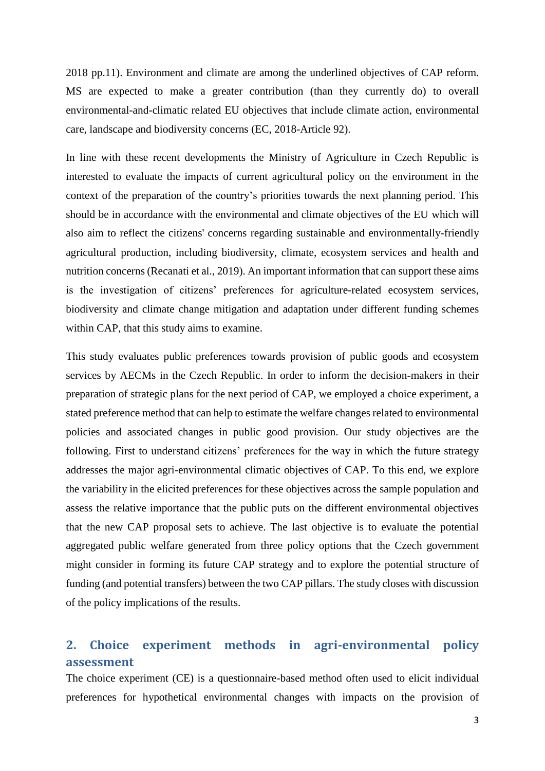2018 pp.11). Environment and climate are among the underlined objectives of CAP reform. MS are expected to make a greater contribution (than they currently do) to overall environmental-and-climatic related EU objectives that include climate action, environmental care, landscape and biodiversity concerns (EC, 2018-Article 92).

In line with these recent developments the Ministry of Agriculture in Czech Republic is interested to evaluate the impacts of current agricultural policy on the environment in the context of the preparation of the country's priorities towards the next planning period. This should be in accordance with the environmental and climate objectives of the EU which will also aim to reflect the citizens' concerns regarding sustainable and environmentally-friendly agricultural production, including biodiversity, climate, ecosystem services and health and nutrition concerns (Recanati et al., 2019). An important information that can support these aims is the investigation of citizens' preferences for agriculture-related ecosystem services, biodiversity and climate change mitigation and adaptation under different funding schemes within CAP, that this study aims to examine.

This study evaluates public preferences towards provision of public goods and ecosystem services by AECMs in the Czech Republic. In order to inform the decision-makers in their preparation of strategic plans for the next period of CAP, we employed a choice experiment, a stated preference method that can help to estimate the welfare changes related to environmental policies and associated changes in public good provision. Our study objectives are the following. First to understand citizens' preferences for the way in which the future strategy addresses the major agri-environmental climatic objectives of CAP. To this end, we explore the variability in the elicited preferences for these objectives across the sample population and assess the relative importance that the public puts on the different environmental objectives that the new CAP proposal sets to achieve. The last objective is to evaluate the potential aggregated public welfare generated from three policy options that the Czech government might consider in forming its future CAP strategy and to explore the potential structure of funding (and potential transfers) between the two CAP pillars. The study closes with discussion of the policy implications of the results.

## 2. Choice experiment methods in agri-environmental policy assessment

The choice experiment (CE) is a questionnaire-based method often used to elicit individual preferences for hypothetical environmental changes with impacts on the provision of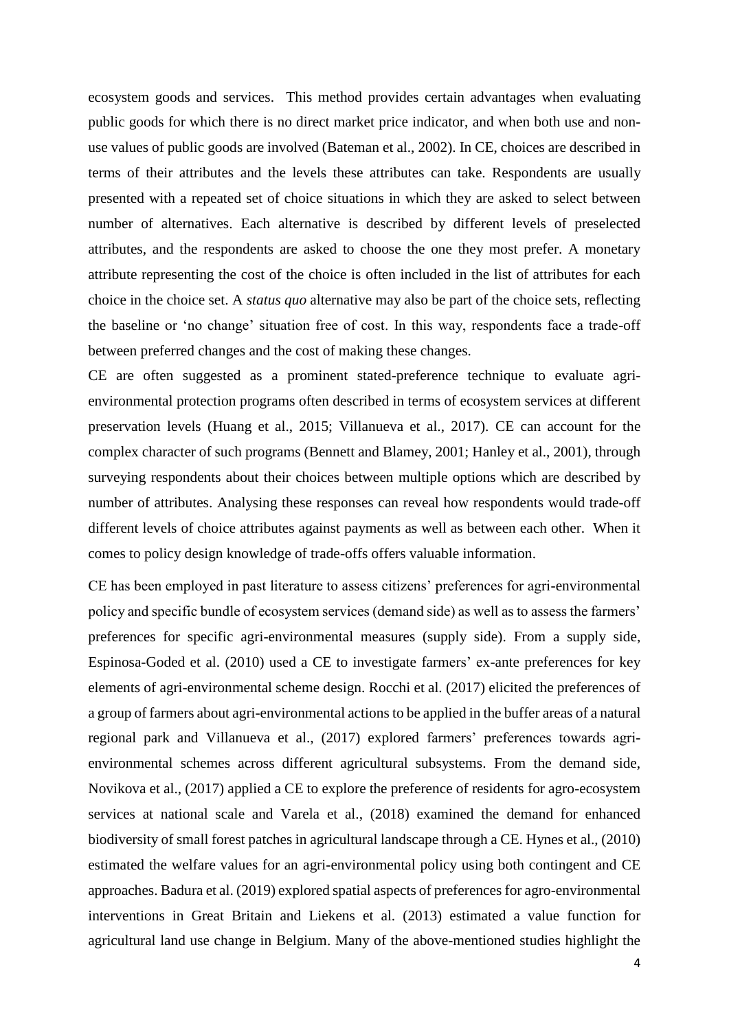ecosystem goods and services. This method provides certain advantages when evaluating public goods for which there is no direct market price indicator, and when both use and non-use values of public goods are involved (Bateman et al., 2002). In CE, choices are described in terms of their attributes and the levels these attributes can take. Respondents are usually presented with a repeated set of choice situations in which they are asked to select between number of alternatives. Each alternative is described by different levels of preselected attributes, and the respondents are asked to choose the one they most prefer. A monetary attribute representing the cost of the choice is often included in the list of attributes for each choice in the choice set. A *status quo* alternative may also be part of the choice sets, reflecting the baseline or 'no change' situation free of cost. In this way, respondents face a trade-off between preferred changes and the cost of making these changes.

CE are often suggested as a prominent stated-preference technique to evaluate agri-environmental protection programs often described in terms of ecosystem services at different preservation levels (Huang et al., 2015; Villanueva et al., 2017). CE can account for the complex character of such programs (Bennett and Blamey, 2001; Hanley et al., 2001), through surveying respondents about their choices between multiple options which are described by number of attributes. Analysing these responses can reveal how respondents would trade-off different levels of choice attributes against payments as well as between each other. When it comes to policy design knowledge of trade-offs offers valuable information.

CE has been employed in past literature to assess citizens' preferences for agri-environmental policy and specific bundle of ecosystem services (demand side) as well as to assess the farmers' preferences for specific agri-environmental measures (supply side). From a supply side, Espinosa-Goded et al. (2010) used a CE to investigate farmers' ex-ante preferences for key elements of agri-environmental scheme design. Rocchi et al. (2017) elicited the preferences of a group of farmers about agri-environmental actions to be applied in the buffer areas of a natural regional park and Villanueva et al., (2017) explored farmers' preferences towards agri-environmental schemes across different agricultural subsystems. From the demand side, Novikova et al., (2017) applied a CE to explore the preference of residents for agro-ecosystem services at national scale and Varela et al., (2018) examined the demand for enhanced biodiversity of small forest patches in agricultural landscape through a CE. Hynes et al., (2010) estimated the welfare values for an agri-environmental policy using both contingent and CE approaches. Badura et al. (2019) explored spatial aspects of preferences for agro-environmental interventions in Great Britain and Liekens et al. (2013) estimated a value function for agricultural land use change in Belgium. Many of the above-mentioned studies highlight the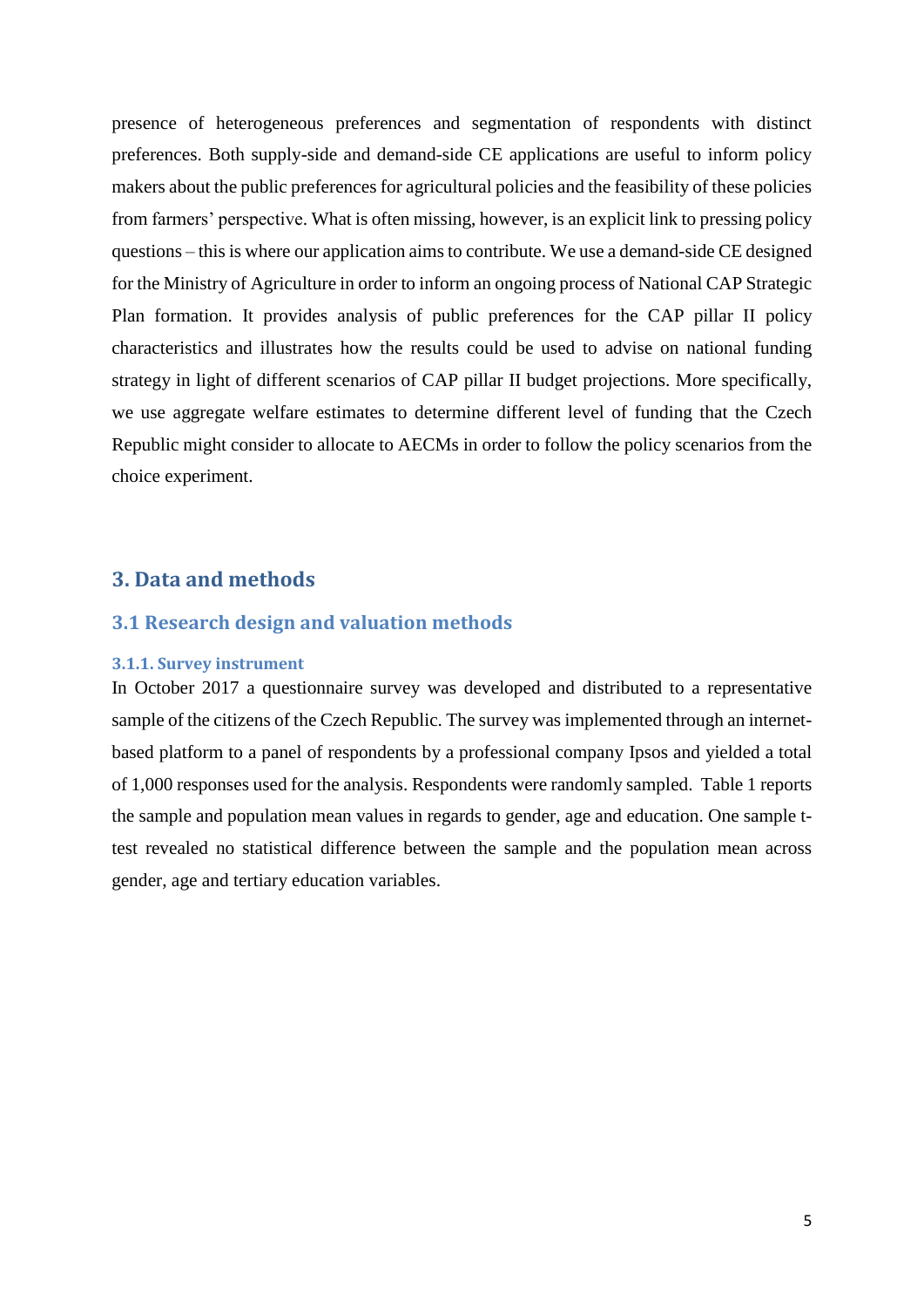presence of heterogeneous preferences and segmentation of respondents with distinct preferences. Both supply-side and demand-side CE applications are useful to inform policy makers about the public preferences for agricultural policies and the feasibility of these policies from farmers' perspective. What is often missing, however, is an explicit link to pressing policy questions – this is where our application aims to contribute. We use a demand-side CE designed for the Ministry of Agriculture in order to inform an ongoing process of National CAP Strategic Plan formation. It provides analysis of public preferences for the CAP pillar II policy characteristics and illustrates how the results could be used to advise on national funding strategy in light of different scenarios of CAP pillar II budget projections. More specifically, we use aggregate welfare estimates to determine different level of funding that the Czech Republic might consider to allocate to AECMs in order to follow the policy scenarios from the choice experiment.

# 3. Data and methods

## 3.1 Research design and valuation methods

### 3.1.1. Survey instrument

In October 2017 a questionnaire survey was developed and distributed to a representative sample of the citizens of the Czech Republic. The survey was implemented through an internet-based platform to a panel of respondents by a professional company Ipsos and yielded a total of 1,000 responses used for the analysis. Respondents were randomly sampled. Table 1 reports the sample and population mean values in regards to gender, age and education. One sample t-test revealed no statistical difference between the sample and the population mean across gender, age and tertiary education variables.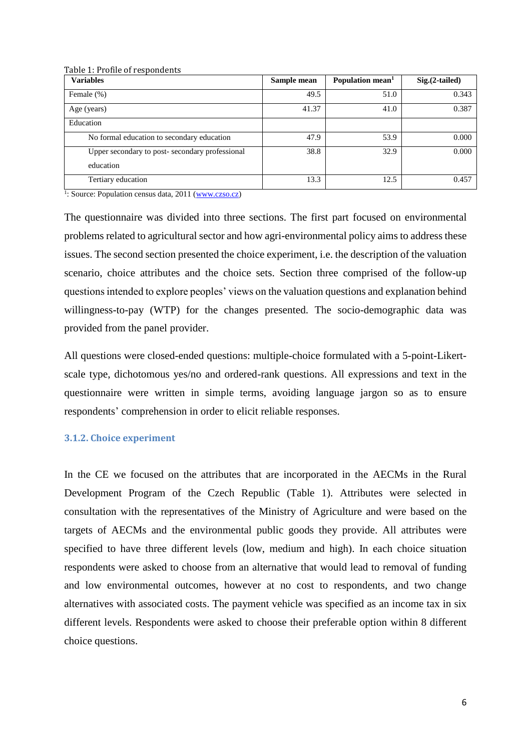Table 1: Profile of respondents

| Variables | Sample mean | Population mean[1] | Sig.(2-tailed) |
|---|---|---|---|
| Female (%) | 49.5 | 51.0 | 0.343 |
| Age (years) | 41.37 | 41.0 | 0.387 |
| Education | | | |
| No formal education to secondary education | 47.9 | 53.9 | 0.000 |
| Upper secondary to post- secondary professional education | 38.8 | 32.9 | 0.000 |
| Tertiary education | 13.3 | 12.5 | 0.457 |

[1]: Source: Population census data, 2011 (www.czso.cz)

The questionnaire was divided into three sections. The first part focused on environmental problems related to agricultural sector and how agri-environmental policy aims to address these issues. The second section presented the choice experiment, i.e. the description of the valuation scenario, choice attributes and the choice sets. Section three comprised of the follow-up questions intended to explore peoples' views on the valuation questions and explanation behind willingness-to-pay (WTP) for the changes presented. The socio-demographic data was provided from the panel provider.

All questions were closed-ended questions: multiple-choice formulated with a 5-point-Likert-scale type, dichotomous yes/no and ordered-rank questions. All expressions and text in the questionnaire were written in simple terms, avoiding language jargon so as to ensure respondents' comprehension in order to elicit reliable responses.

### 3.1.2. Choice experiment

In the CE we focused on the attributes that are incorporated in the AECMs in the Rural Development Program of the Czech Republic (Table 1). Attributes were selected in consultation with the representatives of the Ministry of Agriculture and were based on the targets of AECMs and the environmental public goods they provide. All attributes were specified to have three different levels (low, medium and high). In each choice situation respondents were asked to choose from an alternative that would lead to removal of funding and low environmental outcomes, however at no cost to respondents, and two change alternatives with associated costs. The payment vehicle was specified as an income tax in six different levels. Respondents were asked to choose their preferable option within 8 different choice questions.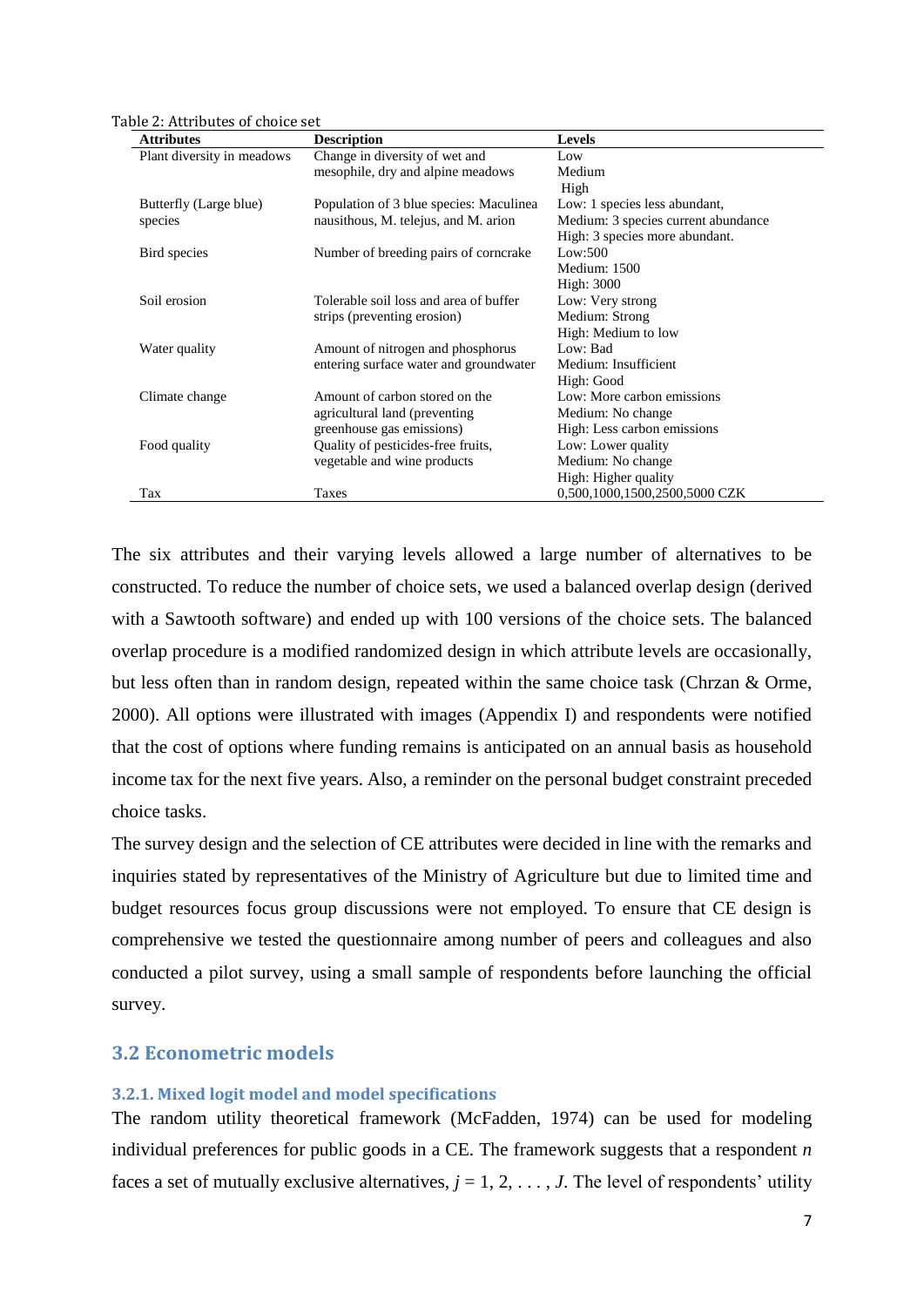Table 2: Attributes of choice set

| Attributes | Description | Levels |
|---|---|---|
| Plant diversity in meadows | Change in diversity of wet and mesophile, dry and alpine meadows | Low<br>Medium<br>High |
| Butterfly (Large blue) species | Population of 3 blue species: Maculinea nausithous, M. telejus, and M. arion | Low: 1 species less abundant,<br>Medium: 3 species current abundance<br>High: 3 species more abundant. |
| Bird species | Number of breeding pairs of corncrake | Low:500<br>Medium: 1500<br>High: 3000 |
| Soil erosion | Tolerable soil loss and area of buffer strips (preventing erosion) | Low: Very strong<br>Medium: Strong<br>High: Medium to low |
| Water quality | Amount of nitrogen and phosphorus entering surface water and groundwater | Low: Bad<br>Medium: Insufficient<br>High: Good |
| Climate change | Amount of carbon stored on the agricultural land (preventing greenhouse gas emissions) | Low: More carbon emissions<br>Medium: No change<br>High: Less carbon emissions |
| Food quality | Quality of pesticides-free fruits, vegetable and wine products | Low: Lower quality<br>Medium: No change<br>High: Higher quality |
| Tax | Taxes | 0,500,1000,1500,2500,5000 CZK |

The six attributes and their varying levels allowed a large number of alternatives to be constructed. To reduce the number of choice sets, we used a balanced overlap design (derived with a Sawtooth software) and ended up with 100 versions of the choice sets. The balanced overlap procedure is a modified randomized design in which attribute levels are occasionally, but less often than in random design, repeated within the same choice task (Chrzan & Orme, 2000). All options were illustrated with images (Appendix I) and respondents were notified that the cost of options where funding remains is anticipated on an annual basis as household income tax for the next five years. Also, a reminder on the personal budget constraint preceded choice tasks.

The survey design and the selection of CE attributes were decided in line with the remarks and inquiries stated by representatives of the Ministry of Agriculture but due to limited time and budget resources focus group discussions were not employed. To ensure that CE design is comprehensive we tested the questionnaire among number of peers and colleagues and also conducted a pilot survey, using a small sample of respondents before launching the official survey.

## 3.2 Econometric models

### 3.2.1. Mixed logit model and model specifications

The random utility theoretical framework (McFadden, 1974) can be used for modeling individual preferences for public goods in a CE. The framework suggests that a respondent $n$ faces a set of mutually exclusive alternatives, $j = 1, 2, \ldots, J$. The level of respondents' utility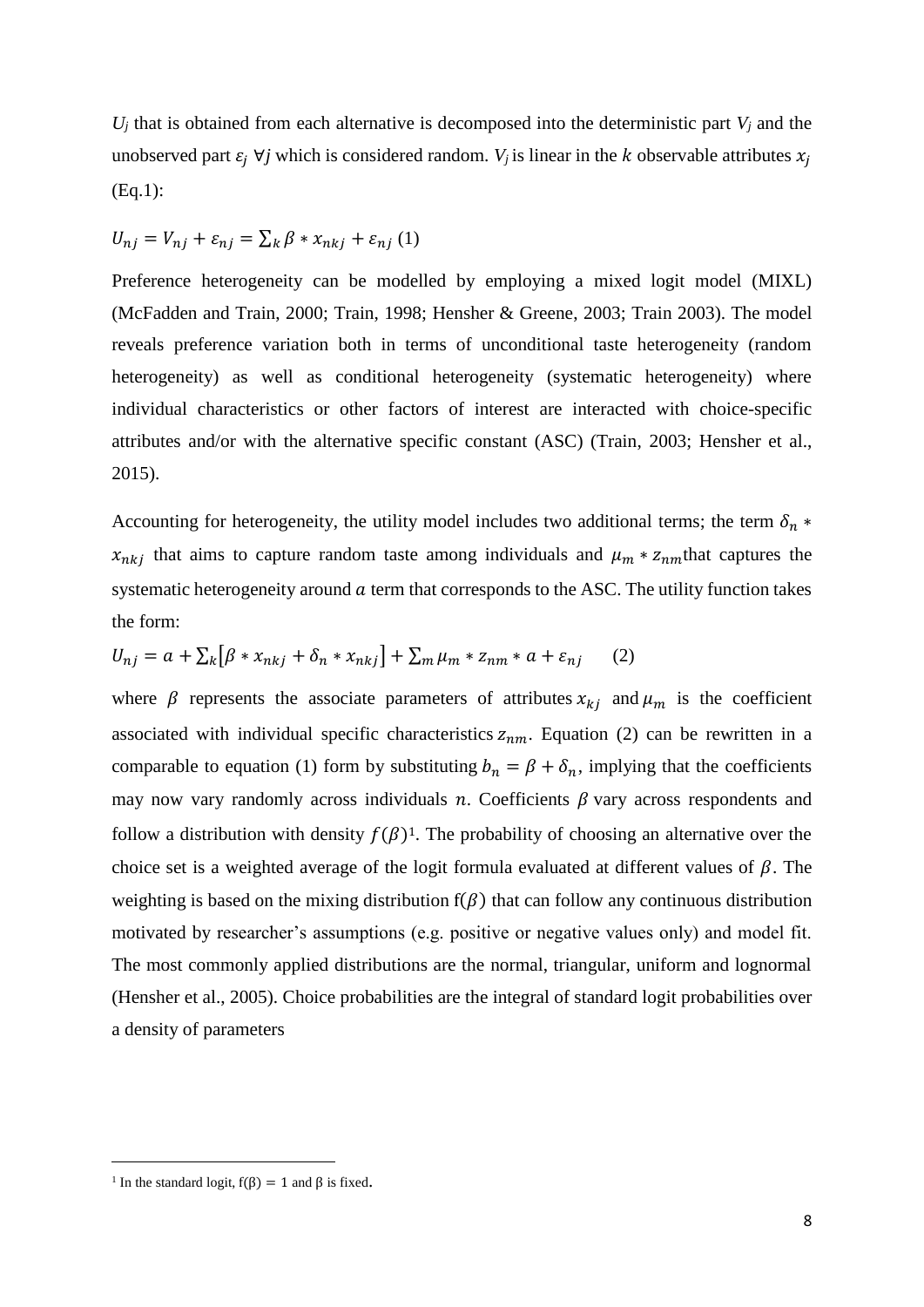$U_j$ that is obtained from each alternative is decomposed into the deterministic part $V_j$ and the unobserved part $\varepsilon_j$ $\forall j$ which is considered random. $V_j$ is linear in the $k$ observable attributes $x_j$ (Eq.1):

$$U_{nj} = V_{nj} + \varepsilon_{nj} = \sum_k \beta * x_{nkj} + \varepsilon_{nj} \quad (1)$$

Preference heterogeneity can be modelled by employing a mixed logit model (MIXL) (McFadden and Train, 2000; Train, 1998; Hensher & Greene, 2003; Train 2003). The model reveals preference variation both in terms of unconditional taste heterogeneity (random heterogeneity) as well as conditional heterogeneity (systematic heterogeneity) where individual characteristics or other factors of interest are interacted with choice-specific attributes and/or with the alternative specific constant (ASC) (Train, 2003; Hensher et al., 2015).

Accounting for heterogeneity, the utility model includes two additional terms; the term $\delta_n * x_{nkj}$ that aims to capture random taste among individuals and $\mu_m * z_{nm}$ that captures the systematic heterogeneity around $a$ term that corresponds to the ASC. The utility function takes the form:

$$U_{nj} = a + \sum_k \left[\beta * x_{nkj} + \delta_n * x_{nkj}\right] + \sum_m \mu_m * z_{nm} * a + \varepsilon_{nj} \qquad (2)$$

where $\beta$ represents the associate parameters of attributes $x_{kj}$ and $\mu_m$ is the coefficient associated with individual specific characteristics $z_{nm}$. Equation (2) can be rewritten in a comparable to equation (1) form by substituting $b_n = \beta + \delta_n$, implying that the coefficients may now vary randomly across individuals $n$. Coefficients $\beta$ vary across respondents and follow a distribution with density $f(\beta)$[1]. The probability of choosing an alternative over the choice set is a weighted average of the logit formula evaluated at different values of $\beta$. The weighting is based on the mixing distribution $f(\beta)$ that can follow any continuous distribution motivated by researcher's assumptions (e.g. positive or negative values only) and model fit. The most commonly applied distributions are the normal, triangular, uniform and lognormal (Hensher et al., 2005). Choice probabilities are the integral of standard logit probabilities over a density of parameters

[1] In the standard logit, $f(\beta) = 1$ and $\beta$ is fixed.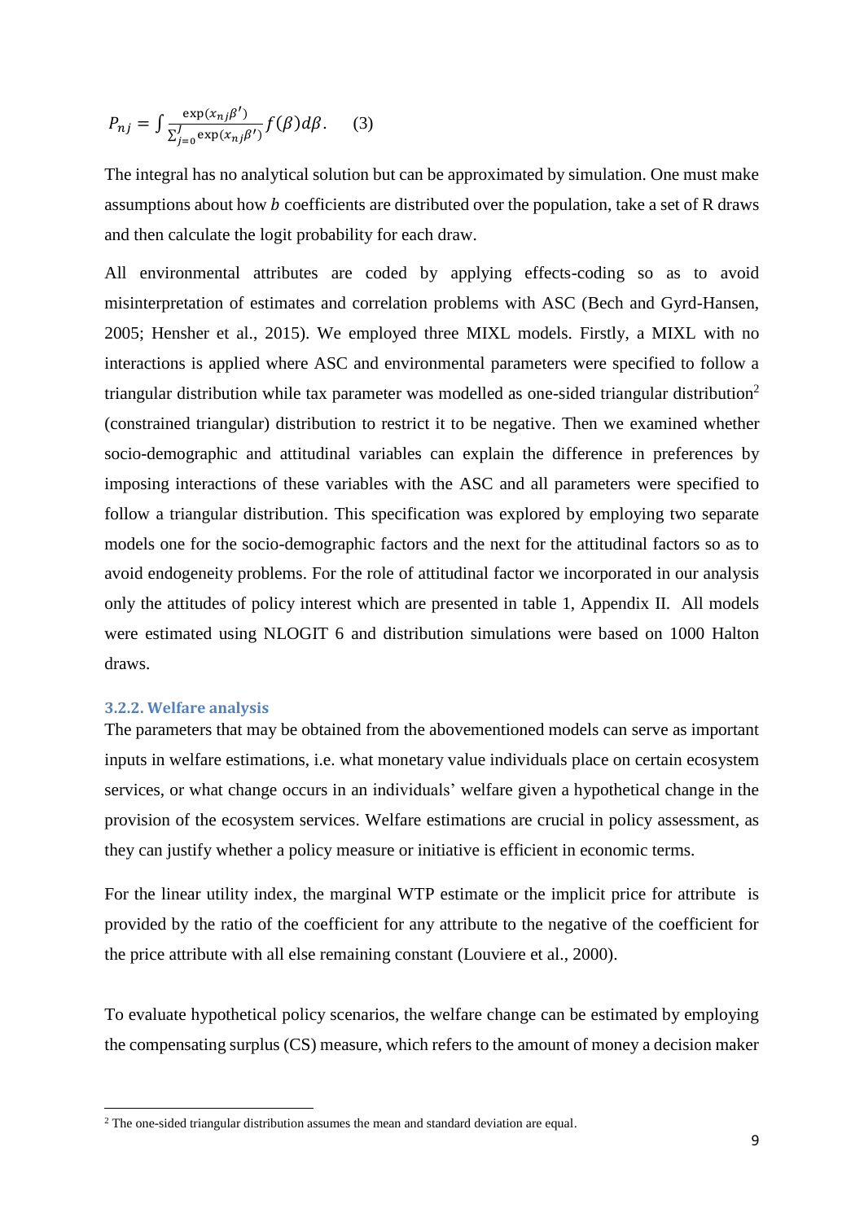$$P_{nj} = \int \frac{\exp(x_{nj}\beta')}{\sum_{j=0}^{J} \exp(x_{nj}\beta')} f(\beta) d\beta. \quad (3)$$

The integral has no analytical solution but can be approximated by simulation. One must make assumptions about how $b$ coefficients are distributed over the population, take a set of R draws and then calculate the logit probability for each draw.

All environmental attributes are coded by applying effects-coding so as to avoid misinterpretation of estimates and correlation problems with ASC (Bech and Gyrd-Hansen, 2005; Hensher et al., 2015). We employed three MIXL models. Firstly, a MIXL with no interactions is applied where ASC and environmental parameters were specified to follow a triangular distribution while tax parameter was modelled as one-sided triangular distribution[2] (constrained triangular) distribution to restrict it to be negative. Then we examined whether socio-demographic and attitudinal variables can explain the difference in preferences by imposing interactions of these variables with the ASC and all parameters were specified to follow a triangular distribution. This specification was explored by employing two separate models one for the socio-demographic factors and the next for the attitudinal factors so as to avoid endogeneity problems. For the role of attitudinal factor we incorporated in our analysis only the attitudes of policy interest which are presented in table 1, Appendix II. All models were estimated using NLOGIT 6 and distribution simulations were based on 1000 Halton draws.

### 3.2.2. Welfare analysis

The parameters that may be obtained from the abovementioned models can serve as important inputs in welfare estimations, i.e. what monetary value individuals place on certain ecosystem services, or what change occurs in an individuals' welfare given a hypothetical change in the provision of the ecosystem services. Welfare estimations are crucial in policy assessment, as they can justify whether a policy measure or initiative is efficient in economic terms.

For the linear utility index, the marginal WTP estimate or the implicit price for attribute is provided by the ratio of the coefficient for any attribute to the negative of the coefficient for the price attribute with all else remaining constant (Louviere et al., 2000).

To evaluate hypothetical policy scenarios, the welfare change can be estimated by employing the compensating surplus (CS) measure, which refers to the amount of money a decision maker

[2] The one-sided triangular distribution assumes the mean and standard deviation are equal.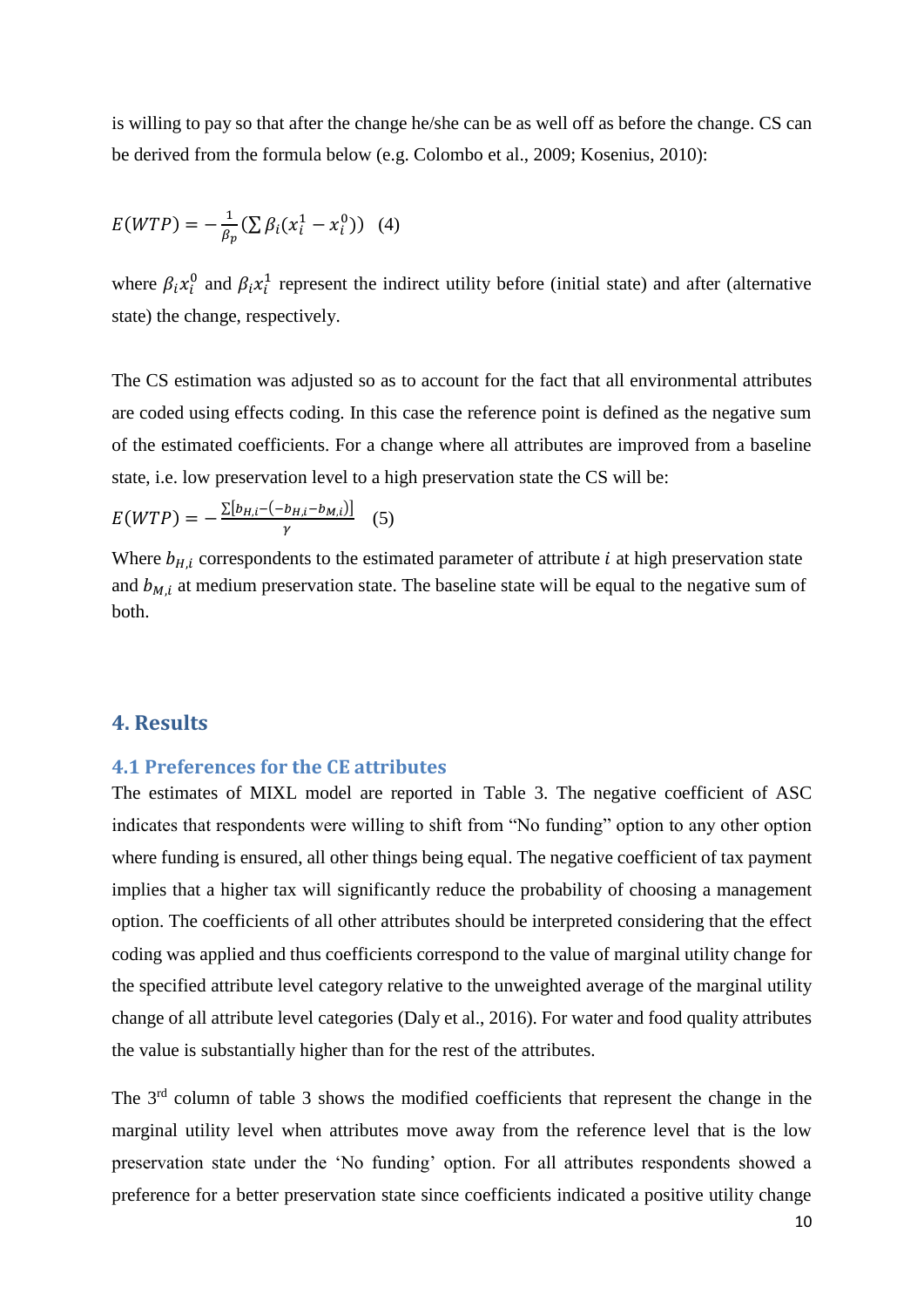is willing to pay so that after the change he/she can be as well off as before the change. CS can be derived from the formula below (e.g. Colombo et al., 2009; Kosenius, 2010):

$$E(WTP) = -\frac{1}{\beta_p}\left(\sum \beta_i (x_i^1 - x_i^0)\right) \quad (4)$$

where $\beta_i x_i^0$ and $\beta_i x_i^1$ represent the indirect utility before (initial state) and after (alternative state) the change, respectively.

The CS estimation was adjusted so as to account for the fact that all environmental attributes are coded using effects coding. In this case the reference point is defined as the negative sum of the estimated coefficients. For a change where all attributes are improved from a baseline state, i.e. low preservation level to a high preservation state the CS will be:

$$E(WTP) = -\frac{\sum[b_{H,i} - (-b_{H,i} - b_{M,i})]}{\gamma} \quad (5)$$

Where $b_{H,i}$ correspondents to the estimated parameter of attribute $i$ at high preservation state and $b_{M,i}$ at medium preservation state. The baseline state will be equal to the negative sum of both.

## 4. Results

### 4.1 Preferences for the CE attributes

The estimates of MIXL model are reported in Table 3. The negative coefficient of ASC indicates that respondents were willing to shift from "No funding" option to any other option where funding is ensured, all other things being equal. The negative coefficient of tax payment implies that a higher tax will significantly reduce the probability of choosing a management option. The coefficients of all other attributes should be interpreted considering that the effect coding was applied and thus coefficients correspond to the value of marginal utility change for the specified attribute level category relative to the unweighted average of the marginal utility change of all attribute level categories (Daly et al., 2016). For water and food quality attributes the value is substantially higher than for the rest of the attributes.

The 3rd column of table 3 shows the modified coefficients that represent the change in the marginal utility level when attributes move away from the reference level that is the low preservation state under the 'No funding' option. For all attributes respondents showed a preference for a better preservation state since coefficients indicated a positive utility change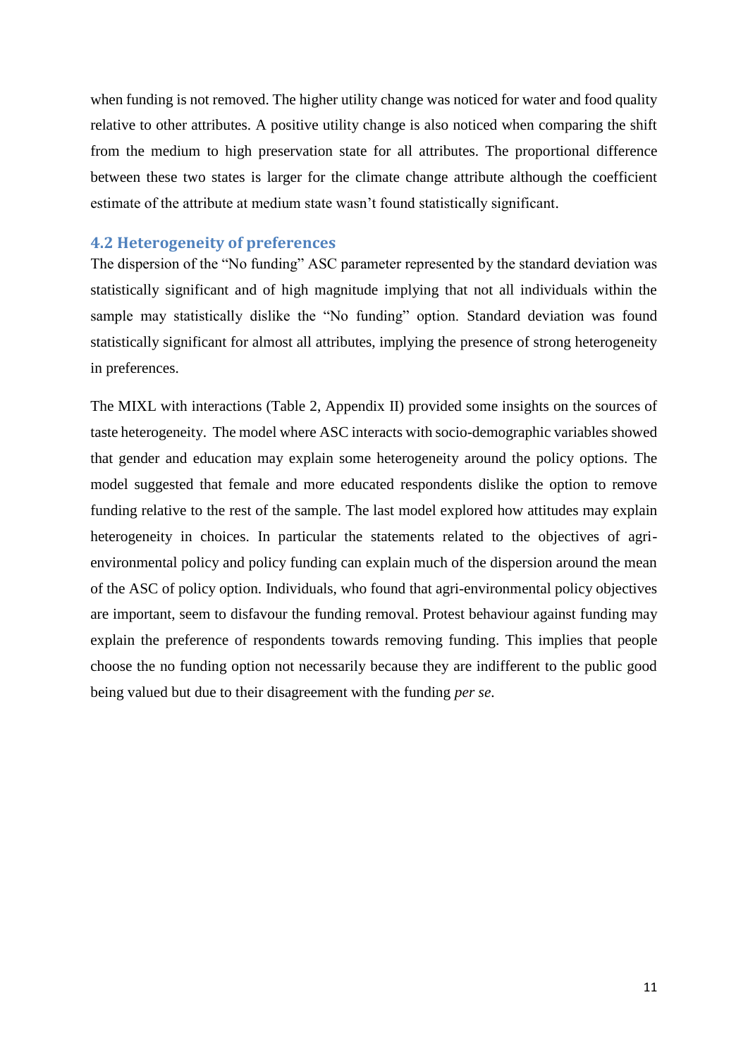when funding is not removed. The higher utility change was noticed for water and food quality relative to other attributes. A positive utility change is also noticed when comparing the shift from the medium to high preservation state for all attributes. The proportional difference between these two states is larger for the climate change attribute although the coefficient estimate of the attribute at medium state wasn't found statistically significant.

## 4.2 Heterogeneity of preferences

The dispersion of the "No funding" ASC parameter represented by the standard deviation was statistically significant and of high magnitude implying that not all individuals within the sample may statistically dislike the "No funding" option. Standard deviation was found statistically significant for almost all attributes, implying the presence of strong heterogeneity in preferences.

The MIXL with interactions (Table 2, Appendix II) provided some insights on the sources of taste heterogeneity. The model where ASC interacts with socio-demographic variables showed that gender and education may explain some heterogeneity around the policy options. The model suggested that female and more educated respondents dislike the option to remove funding relative to the rest of the sample. The last model explored how attitudes may explain heterogeneity in choices. In particular the statements related to the objectives of agri-environmental policy and policy funding can explain much of the dispersion around the mean of the ASC of policy option. Individuals, who found that agri-environmental policy objectives are important, seem to disfavour the funding removal. Protest behaviour against funding may explain the preference of respondents towards removing funding. This implies that people choose the no funding option not necessarily because they are indifferent to the public good being valued but due to their disagreement with the funding *per se*.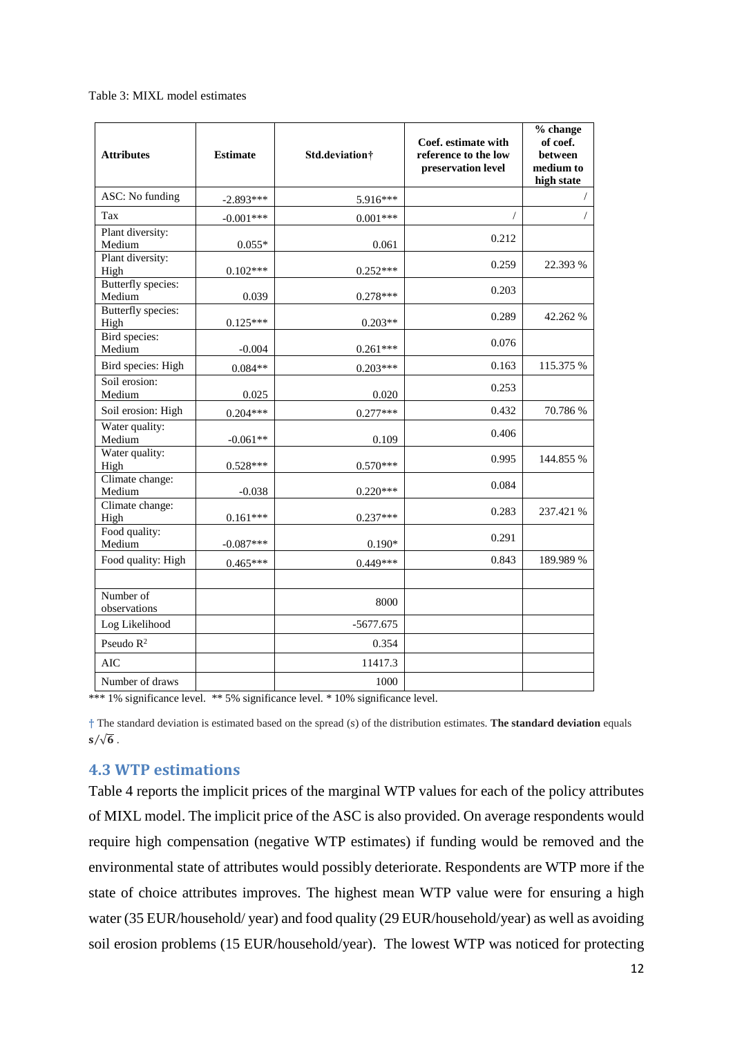Table 3: MIXL model estimates

| Attributes | Estimate | Std.deviation† | Coef. estimate with reference to the low preservation level | % change of coef. between medium to high state |
|---|---|---|---|---|
| ASC: No funding | -2.893*** | 5.916*** | | / |
| Tax | -0.001*** | 0.001*** | / | / |
| Plant diversity: Medium | 0.055* | 0.061 | 0.212 | |
| Plant diversity: High | 0.102*** | 0.252*** | 0.259 | 22.393 % |
| Butterfly species: Medium | 0.039 | 0.278*** | 0.203 | |
| Butterfly species: High | 0.125*** | 0.203** | 0.289 | 42.262 % |
| Bird species: Medium | -0.004 | 0.261*** | 0.076 | |
| Bird species: High | 0.084** | 0.203*** | 0.163 | 115.375 % |
| Soil erosion: Medium | 0.025 | 0.020 | 0.253 | |
| Soil erosion: High | 0.204*** | 0.277*** | 0.432 | 70.786 % |
| Water quality: Medium | -0.061** | 0.109 | 0.406 | |
| Water quality: High | 0.528*** | 0.570*** | 0.995 | 144.855 % |
| Climate change: Medium | -0.038 | 0.220*** | 0.084 | |
| Climate change: High | 0.161*** | 0.237*** | 0.283 | 237.421 % |
| Food quality: Medium | -0.087*** | 0.190* | 0.291 | |
| Food quality: High | 0.465*** | 0.449*** | 0.843 | 189.989 % |
| | | | | |
| Number of observations | | 8000 | | |
| Log Likelihood | | -5677.675 | | |
| Pseudo $R^2$ | | 0.354 | | |
| AIC | | 11417.3 | | |
| Number of draws | | 1000 | | |

*** 1% significance level. ** 5% significance level. * 10% significance level.

† The standard deviation is estimated based on the spread (s) of the distribution estimates. **The standard deviation** equals $s/\sqrt{6}$ .

## 4.3 WTP estimations

Table 4 reports the implicit prices of the marginal WTP values for each of the policy attributes of MIXL model. The implicit price of the ASC is also provided. On average respondents would require high compensation (negative WTP estimates) if funding would be removed and the environmental state of attributes would possibly deteriorate. Respondents are WTP more if the state of choice attributes improves. The highest mean WTP value were for ensuring a high water (35 EUR/household/ year) and food quality (29 EUR/household/year) as well as avoiding soil erosion problems (15 EUR/household/year). The lowest WTP was noticed for protecting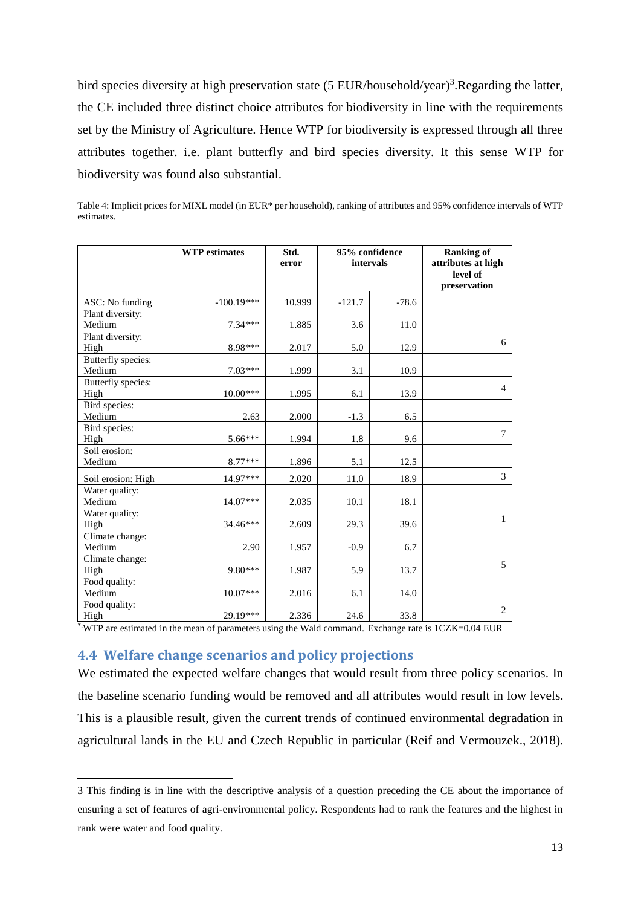bird species diversity at high preservation state (5 EUR/household/year)[3]. Regarding the latter, the CE included three distinct choice attributes for biodiversity in line with the requirements set by the Ministry of Agriculture. Hence WTP for biodiversity is expressed through all three attributes together. i.e. plant butterfly and bird species diversity. It this sense WTP for biodiversity was found also substantial.

Table 4: Implicit prices for MIXL model (in EUR* per household), ranking of attributes and 95% confidence intervals of WTP estimates.

| | WTP estimates | Std. error | 95% confidence intervals | | Ranking of attributes at high level of preservation |
|---|---|---|---|---|---|
| ASC: No funding | -100.19*** | 10.999 | -121.7 | -78.6 | |
| Plant diversity: Medium | 7.34*** | 1.885 | 3.6 | 11.0 | |
| Plant diversity: High | 8.98*** | 2.017 | 5.0 | 12.9 | 6 |
| Butterfly species: Medium | 7.03*** | 1.999 | 3.1 | 10.9 | |
| Butterfly species: High | 10.00*** | 1.995 | 6.1 | 13.9 | 4 |
| Bird species: Medium | 2.63 | 2.000 | -1.3 | 6.5 | |
| Bird species: High | 5.66*** | 1.994 | 1.8 | 9.6 | 7 |
| Soil erosion: Medium | 8.77*** | 1.896 | 5.1 | 12.5 | |
| Soil erosion: High | 14.97*** | 2.020 | 11.0 | 18.9 | 3 |
| Water quality: Medium | 14.07*** | 2.035 | 10.1 | 18.1 | |
| Water quality: High | 34.46*** | 2.609 | 29.3 | 39.6 | 1 |
| Climate change: Medium | 2.90 | 1.957 | -0.9 | 6.7 | |
| Climate change: High | 9.80*** | 1.987 | 5.9 | 13.7 | 5 |
| Food quality: Medium | 10.07*** | 2.016 | 6.1 | 14.0 | |
| Food quality: High | 29.19*** | 2.336 | 24.6 | 33.8 | 2 |

*: WTP are estimated in the mean of parameters using the Wald command. Exchange rate is 1CZK=0.04 EUR

### 4.4 Welfare change scenarios and policy projections

We estimated the expected welfare changes that would result from three policy scenarios. In the baseline scenario funding would be removed and all attributes would result in low levels. This is a plausible result, given the current trends of continued environmental degradation in agricultural lands in the EU and Czech Republic in particular (Reif and Vermouzek., 2018).

3 This finding is in line with the descriptive analysis of a question preceding the CE about the importance of ensuring a set of features of agri-environmental policy. Respondents had to rank the features and the highest in rank were water and food quality.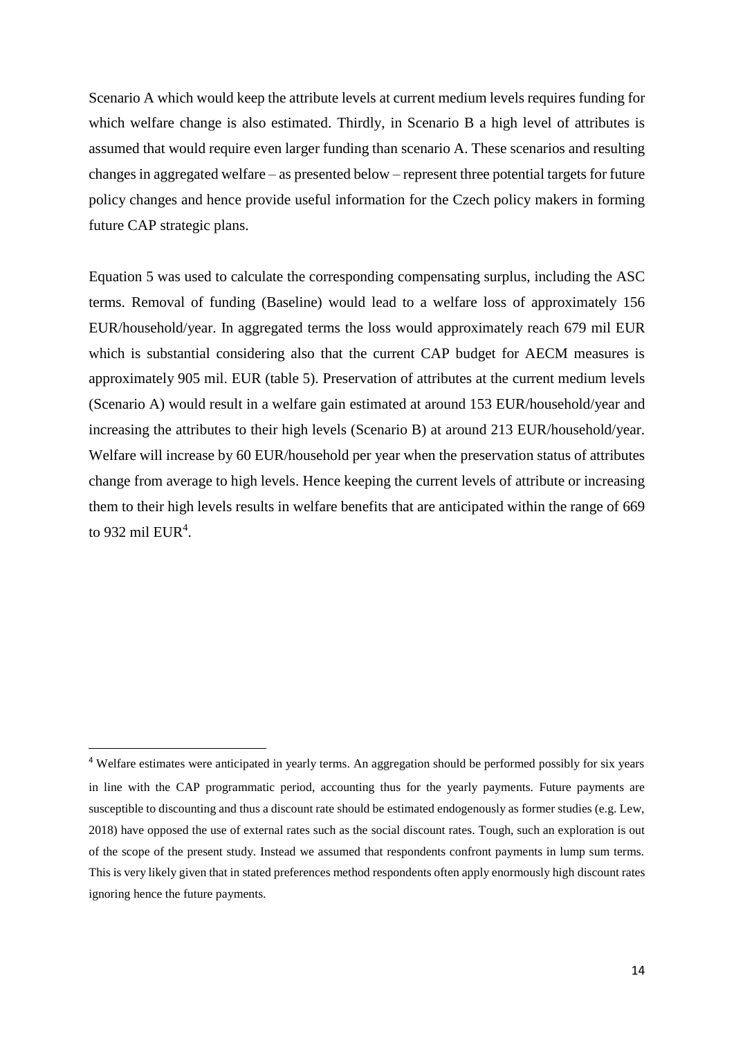Scenario A which would keep the attribute levels at current medium levels requires funding for which welfare change is also estimated. Thirdly, in Scenario B a high level of attributes is assumed that would require even larger funding than scenario A. These scenarios and resulting changes in aggregated welfare – as presented below – represent three potential targets for future policy changes and hence provide useful information for the Czech policy makers in forming future CAP strategic plans.

Equation 5 was used to calculate the corresponding compensating surplus, including the ASC terms. Removal of funding (Baseline) would lead to a welfare loss of approximately 156 EUR/household/year. In aggregated terms the loss would approximately reach 679 mil EUR which is substantial considering also that the current CAP budget for AECM measures is approximately 905 mil. EUR (table 5). Preservation of attributes at the current medium levels (Scenario A) would result in a welfare gain estimated at around 153 EUR/household/year and increasing the attributes to their high levels (Scenario B) at around 213 EUR/household/year. Welfare will increase by 60 EUR/household per year when the preservation status of attributes change from average to high levels. Hence keeping the current levels of attribute or increasing them to their high levels results in welfare benefits that are anticipated within the range of 669 to 932 mil EUR[4].

[4] Welfare estimates were anticipated in yearly terms. An aggregation should be performed possibly for six years in line with the CAP programmatic period, accounting thus for the yearly payments. Future payments are susceptible to discounting and thus a discount rate should be estimated endogenously as former studies (e.g. Lew, 2018) have opposed the use of external rates such as the social discount rates. Tough, such an exploration is out of the scope of the present study. Instead we assumed that respondents confront payments in lump sum terms. This is very likely given that in stated preferences method respondents often apply enormously high discount rates ignoring hence the future payments.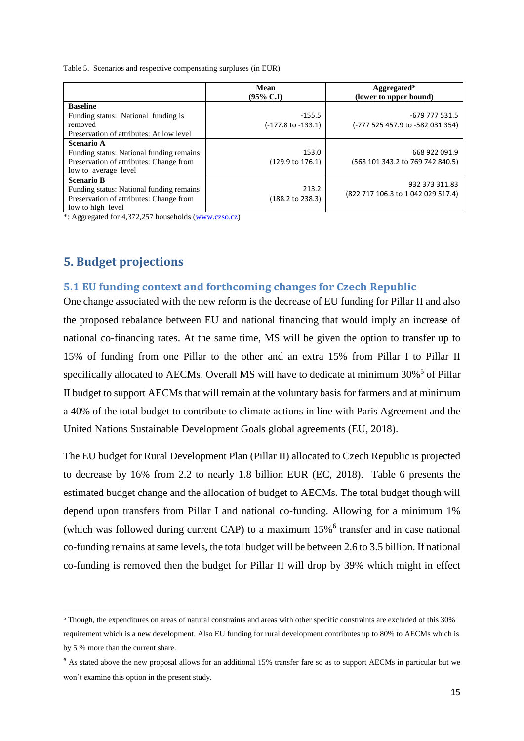Table 5. Scenarios and respective compensating surpluses (in EUR)

| | Mean (95% C.I) | Aggregated* (lower to upper bound) |
|---|---|---|
| **Baseline**<br>Funding status: National funding is removed<br>Preservation of attributes: At low level | -155.5<br>(-177.8 to -133.1) | -679 777 531.5<br>(-777 525 457.9 to -582 031 354) |
| **Scenario A**<br>Funding status: National funding remains<br>Preservation of attributes: Change from low to average level | 153.0<br>(129.9 to 176.1) | 668 922 091.9<br>(568 101 343.2 to 769 742 840.5) |
| **Scenario B**<br>Funding status: National funding remains<br>Preservation of attributes: Change from low to high level | 213.2<br>(188.2 to 238.3) | 932 373 311.83<br>(822 717 106.3 to 1 042 029 517.4) |

*: Aggregated for 4,372,257 households (www.czso.cz)

## 5. Budget projections

### 5.1 EU funding context and forthcoming changes for Czech Republic

One change associated with the new reform is the decrease of EU funding for Pillar II and also the proposed rebalance between EU and national financing that would imply an increase of national co-financing rates. At the same time, MS will be given the option to transfer up to 15% of funding from one Pillar to the other and an extra 15% from Pillar I to Pillar II specifically allocated to AECMs. Overall MS will have to dedicate at minimum 30%[5] of Pillar II budget to support AECMs that will remain at the voluntary basis for farmers and at minimum a 40% of the total budget to contribute to climate actions in line with Paris Agreement and the United Nations Sustainable Development Goals global agreements (EU, 2018).

The EU budget for Rural Development Plan (Pillar II) allocated to Czech Republic is projected to decrease by 16% from 2.2 to nearly 1.8 billion EUR (EC, 2018). Table 6 presents the estimated budget change and the allocation of budget to AECMs. The total budget though will depend upon transfers from Pillar I and national co-funding. Allowing for a minimum 1% (which was followed during current CAP) to a maximum 15%[6] transfer and in case national co-funding remains at same levels, the total budget will be between 2.6 to 3.5 billion. If national co-funding is removed then the budget for Pillar II will drop by 39% which might in effect

[5] Though, the expenditures on areas of natural constraints and areas with other specific constraints are excluded of this 30% requirement which is a new development. Also EU funding for rural development contributes up to 80% to AECMs which is by 5 % more than the current share.

[6] As stated above the new proposal allows for an additional 15% transfer fare so as to support AECMs in particular but we won't examine this option in the present study.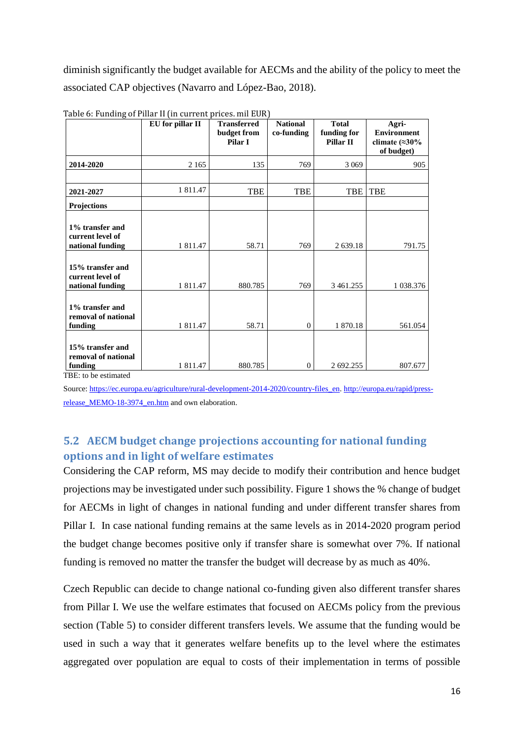diminish significantly the budget available for AECMs and the ability of the policy to meet the associated CAP objectives (Navarro and López-Bao, 2018).

Table 6: Funding of Pillar II (in current prices. mil EUR)

| | EU for pillar II | Transferred budget from Pilar I | National co-funding | Total funding for Pillar II | Agri-Environment climate (≈30% of budget) |
|---|---|---|---|---|---|
| **2014-2020** | 2 165 | 135 | 769 | 3 069 | 905 |
| | | | | | |
| **2021-2027** | 1 811.47 | TBE | TBE | TBE | TBE |
| **Projections** | | | | | |
| **1% transfer and current level of national funding** | 1 811.47 | 58.71 | 769 | 2 639.18 | 791.75 |
| **15% transfer and current level of national funding** | 1 811.47 | 880.785 | 769 | 3 461.255 | 1 038.376 |
| **1% transfer and removal of national funding** | 1 811.47 | 58.71 | 0 | 1 870.18 | 561.054 |
| **15% transfer and removal of national funding** | 1 811.47 | 880.785 | 0 | 2 692.255 | 807.677 |

TBE: to be estimated

Source: https://ec.europa.eu/agriculture/rural-development-2014-2020/country-files_en. http://europa.eu/rapid/press-release_MEMO-18-3974_en.htm and own elaboration.

## 5.2 AECM budget change projections accounting for national funding options and in light of welfare estimates

Considering the CAP reform, MS may decide to modify their contribution and hence budget projections may be investigated under such possibility. Figure 1 shows the % change of budget for AECMs in light of changes in national funding and under different transfer shares from Pillar I. In case national funding remains at the same levels as in 2014-2020 program period the budget change becomes positive only if transfer share is somewhat over 7%. If national funding is removed no matter the transfer the budget will decrease by as much as 40%.

Czech Republic can decide to change national co-funding given also different transfer shares from Pillar I. We use the welfare estimates that focused on AECMs policy from the previous section (Table 5) to consider different transfers levels. We assume that the funding would be used in such a way that it generates welfare benefits up to the level where the estimates aggregated over population are equal to costs of their implementation in terms of possible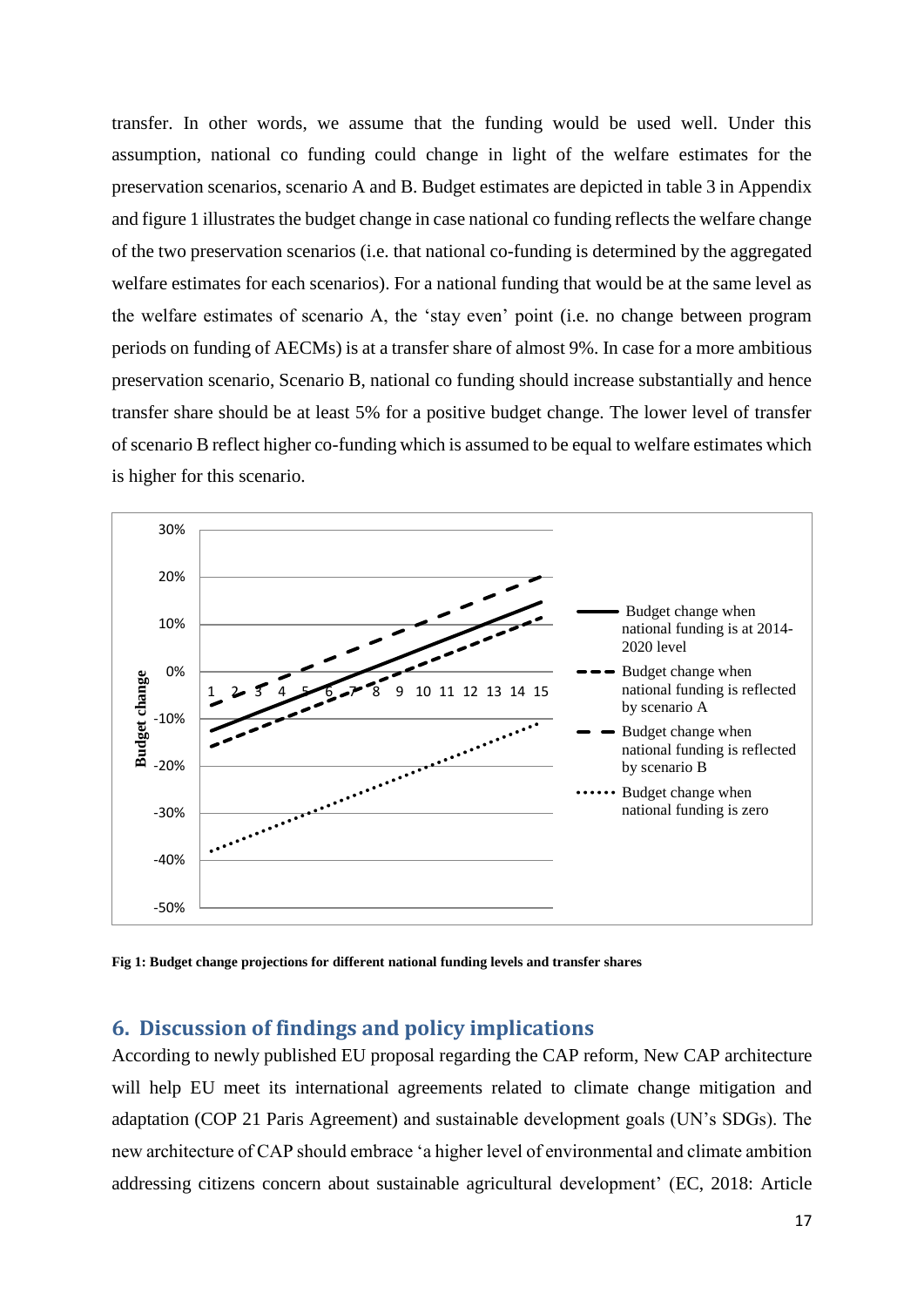transfer. In other words, we assume that the funding would be used well. Under this assumption, national co funding could change in light of the welfare estimates for the preservation scenarios, scenario A and B. Budget estimates are depicted in table 3 in Appendix and figure 1 illustrates the budget change in case national co funding reflects the welfare change of the two preservation scenarios (i.e. that national co-funding is determined by the aggregated welfare estimates for each scenarios). For a national funding that would be at the same level as the welfare estimates of scenario A, the 'stay even' point (i.e. no change between program periods on funding of AECMs) is at a transfer share of almost 9%. In case for a more ambitious preservation scenario, Scenario B, national co funding should increase substantially and hence transfer share should be at least 5% for a positive budget change. The lower level of transfer of scenario B reflect higher co-funding which is assumed to be equal to welfare estimates which is higher for this scenario.

**Fig 1: Budget change projections for different national funding levels and transfer shares**

## 6. Discussion of findings and policy implications

According to newly published EU proposal regarding the CAP reform, New CAP architecture will help EU meet its international agreements related to climate change mitigation and adaptation (COP 21 Paris Agreement) and sustainable development goals (UN's SDGs). The new architecture of CAP should embrace 'a higher level of environmental and climate ambition addressing citizens concern about sustainable agricultural development' (EC, 2018: Article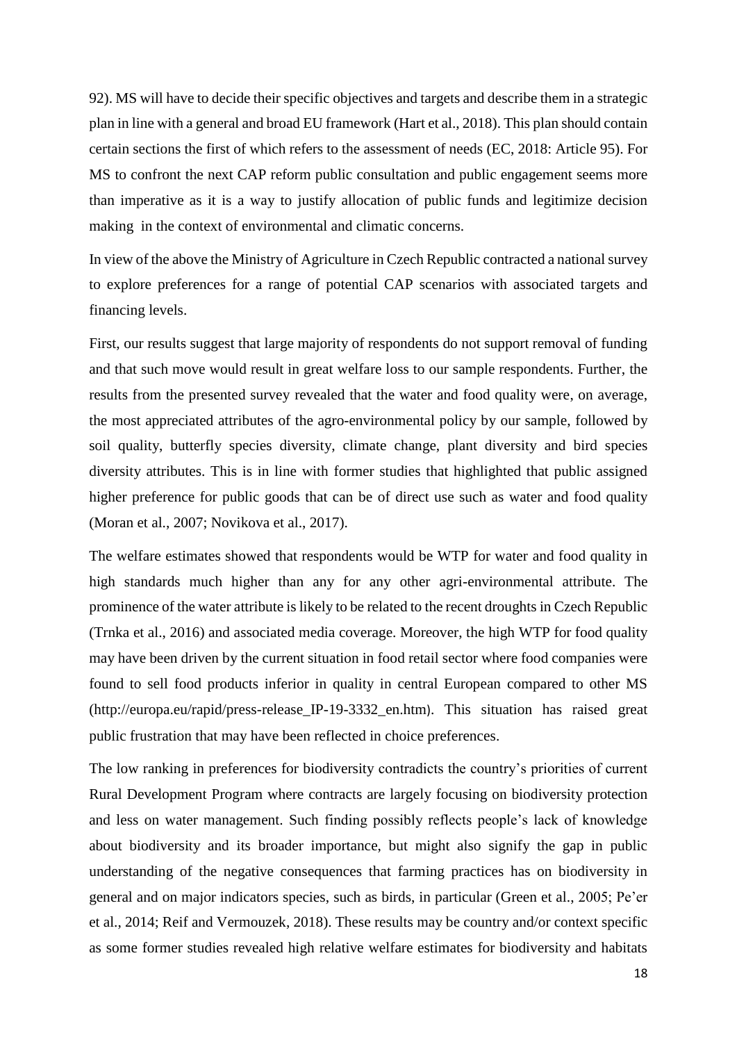92). MS will have to decide their specific objectives and targets and describe them in a strategic plan in line with a general and broad EU framework (Hart et al., 2018). This plan should contain certain sections the first of which refers to the assessment of needs (EC, 2018: Article 95). For MS to confront the next CAP reform public consultation and public engagement seems more than imperative as it is a way to justify allocation of public funds and legitimize decision making in the context of environmental and climatic concerns.

In view of the above the Ministry of Agriculture in Czech Republic contracted a national survey to explore preferences for a range of potential CAP scenarios with associated targets and financing levels.

First, our results suggest that large majority of respondents do not support removal of funding and that such move would result in great welfare loss to our sample respondents. Further, the results from the presented survey revealed that the water and food quality were, on average, the most appreciated attributes of the agro-environmental policy by our sample, followed by soil quality, butterfly species diversity, climate change, plant diversity and bird species diversity attributes. This is in line with former studies that highlighted that public assigned higher preference for public goods that can be of direct use such as water and food quality (Moran et al., 2007; Novikova et al., 2017).

The welfare estimates showed that respondents would be WTP for water and food quality in high standards much higher than any for any other agri-environmental attribute. The prominence of the water attribute is likely to be related to the recent droughts in Czech Republic (Trnka et al., 2016) and associated media coverage. Moreover, the high WTP for food quality may have been driven by the current situation in food retail sector where food companies were found to sell food products inferior in quality in central European compared to other MS (http://europa.eu/rapid/press-release_IP-19-3332_en.htm). This situation has raised great public frustration that may have been reflected in choice preferences.

The low ranking in preferences for biodiversity contradicts the country's priorities of current Rural Development Program where contracts are largely focusing on biodiversity protection and less on water management. Such finding possibly reflects people's lack of knowledge about biodiversity and its broader importance, but might also signify the gap in public understanding of the negative consequences that farming practices has on biodiversity in general and on major indicators species, such as birds, in particular (Green et al., 2005; Pe'er et al., 2014; Reif and Vermouzek, 2018). These results may be country and/or context specific as some former studies revealed high relative welfare estimates for biodiversity and habitats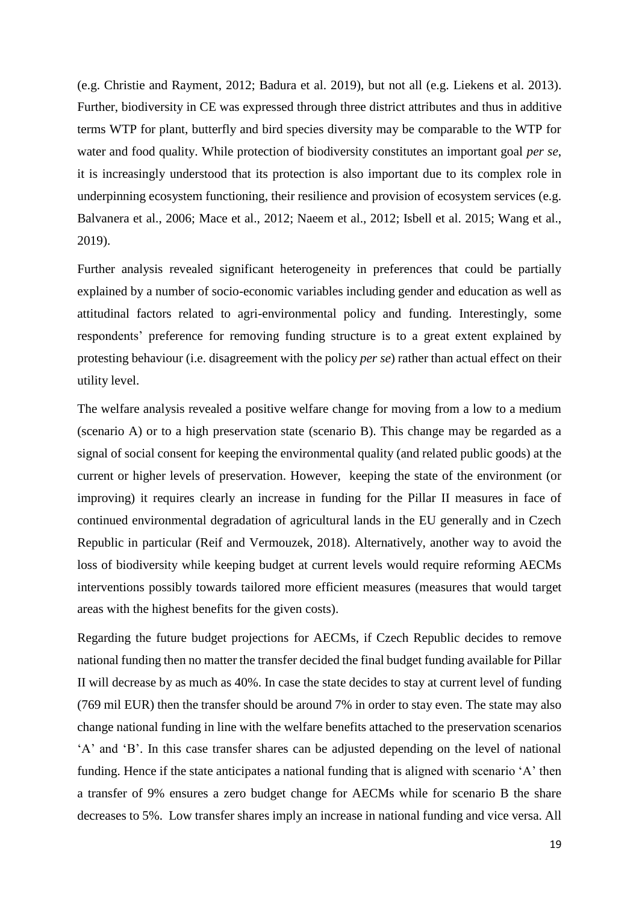(e.g. Christie and Rayment, 2012; Badura et al. 2019), but not all (e.g. Liekens et al. 2013). Further, biodiversity in CE was expressed through three district attributes and thus in additive terms WTP for plant, butterfly and bird species diversity may be comparable to the WTP for water and food quality. While protection of biodiversity constitutes an important goal *per se*, it is increasingly understood that its protection is also important due to its complex role in underpinning ecosystem functioning, their resilience and provision of ecosystem services (e.g. Balvanera et al., 2006; Mace et al., 2012; Naeem et al., 2012; Isbell et al. 2015; Wang et al., 2019).

Further analysis revealed significant heterogeneity in preferences that could be partially explained by a number of socio-economic variables including gender and education as well as attitudinal factors related to agri-environmental policy and funding. Interestingly, some respondents' preference for removing funding structure is to a great extent explained by protesting behaviour (i.e. disagreement with the policy *per se*) rather than actual effect on their utility level.

The welfare analysis revealed a positive welfare change for moving from a low to a medium (scenario A) or to a high preservation state (scenario B). This change may be regarded as a signal of social consent for keeping the environmental quality (and related public goods) at the current or higher levels of preservation. However, keeping the state of the environment (or improving) it requires clearly an increase in funding for the Pillar II measures in face of continued environmental degradation of agricultural lands in the EU generally and in Czech Republic in particular (Reif and Vermouzek, 2018). Alternatively, another way to avoid the loss of biodiversity while keeping budget at current levels would require reforming AECMs interventions possibly towards tailored more efficient measures (measures that would target areas with the highest benefits for the given costs).

Regarding the future budget projections for AECMs, if Czech Republic decides to remove national funding then no matter the transfer decided the final budget funding available for Pillar II will decrease by as much as 40%. In case the state decides to stay at current level of funding (769 mil EUR) then the transfer should be around 7% in order to stay even. The state may also change national funding in line with the welfare benefits attached to the preservation scenarios 'A' and 'B'. In this case transfer shares can be adjusted depending on the level of national funding. Hence if the state anticipates a national funding that is aligned with scenario 'A' then a transfer of 9% ensures a zero budget change for AECMs while for scenario B the share decreases to 5%. Low transfer shares imply an increase in national funding and vice versa. All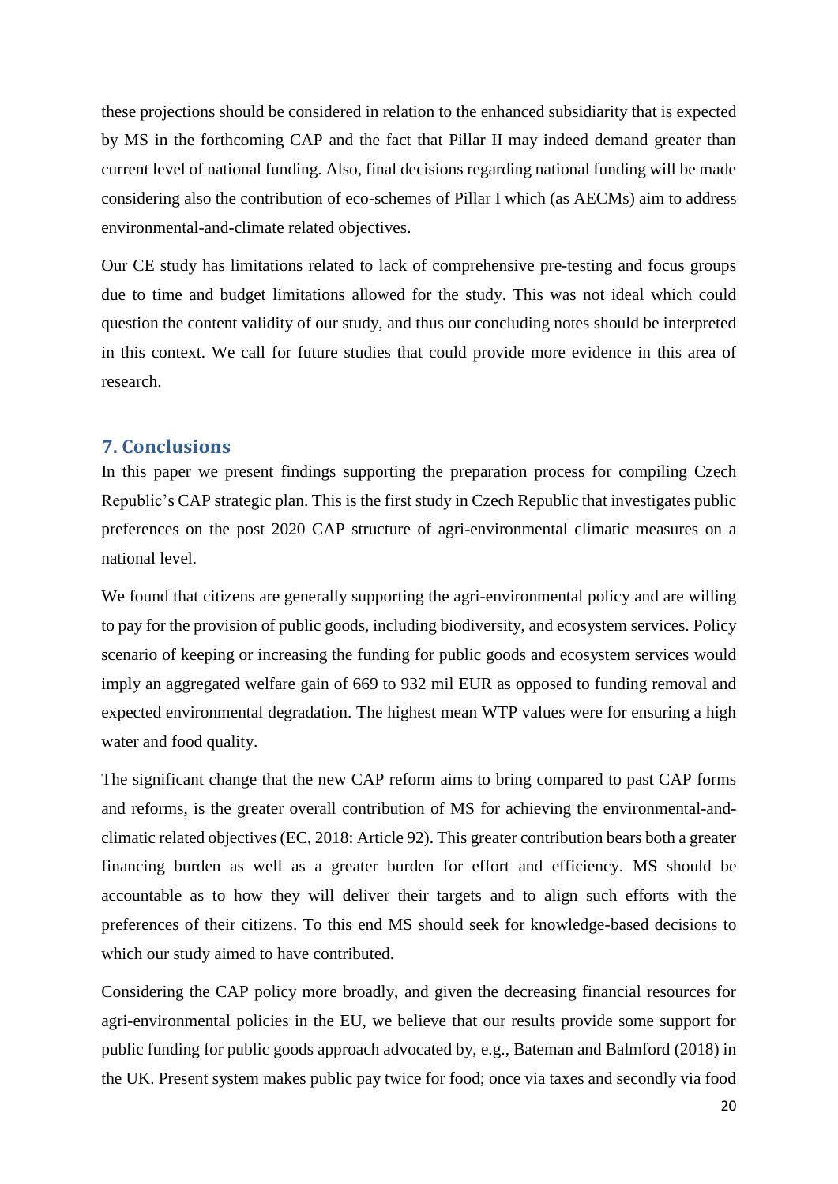these projections should be considered in relation to the enhanced subsidiarity that is expected by MS in the forthcoming CAP and the fact that Pillar II may indeed demand greater than current level of national funding. Also, final decisions regarding national funding will be made considering also the contribution of eco-schemes of Pillar I which (as AECMs) aim to address environmental-and-climate related objectives.

Our CE study has limitations related to lack of comprehensive pre-testing and focus groups due to time and budget limitations allowed for the study. This was not ideal which could question the content validity of our study, and thus our concluding notes should be interpreted in this context. We call for future studies that could provide more evidence in this area of research.

## 7. Conclusions

In this paper we present findings supporting the preparation process for compiling Czech Republic's CAP strategic plan. This is the first study in Czech Republic that investigates public preferences on the post 2020 CAP structure of agri-environmental climatic measures on a national level.

We found that citizens are generally supporting the agri-environmental policy and are willing to pay for the provision of public goods, including biodiversity, and ecosystem services. Policy scenario of keeping or increasing the funding for public goods and ecosystem services would imply an aggregated welfare gain of 669 to 932 mil EUR as opposed to funding removal and expected environmental degradation. The highest mean WTP values were for ensuring a high water and food quality.

The significant change that the new CAP reform aims to bring compared to past CAP forms and reforms, is the greater overall contribution of MS for achieving the environmental-and-climatic related objectives (EC, 2018: Article 92). This greater contribution bears both a greater financing burden as well as a greater burden for effort and efficiency. MS should be accountable as to how they will deliver their targets and to align such efforts with the preferences of their citizens. To this end MS should seek for knowledge-based decisions to which our study aimed to have contributed.

Considering the CAP policy more broadly, and given the decreasing financial resources for agri-environmental policies in the EU, we believe that our results provide some support for public funding for public goods approach advocated by, e.g., Bateman and Balmford (2018) in the UK. Present system makes public pay twice for food; once via taxes and secondly via food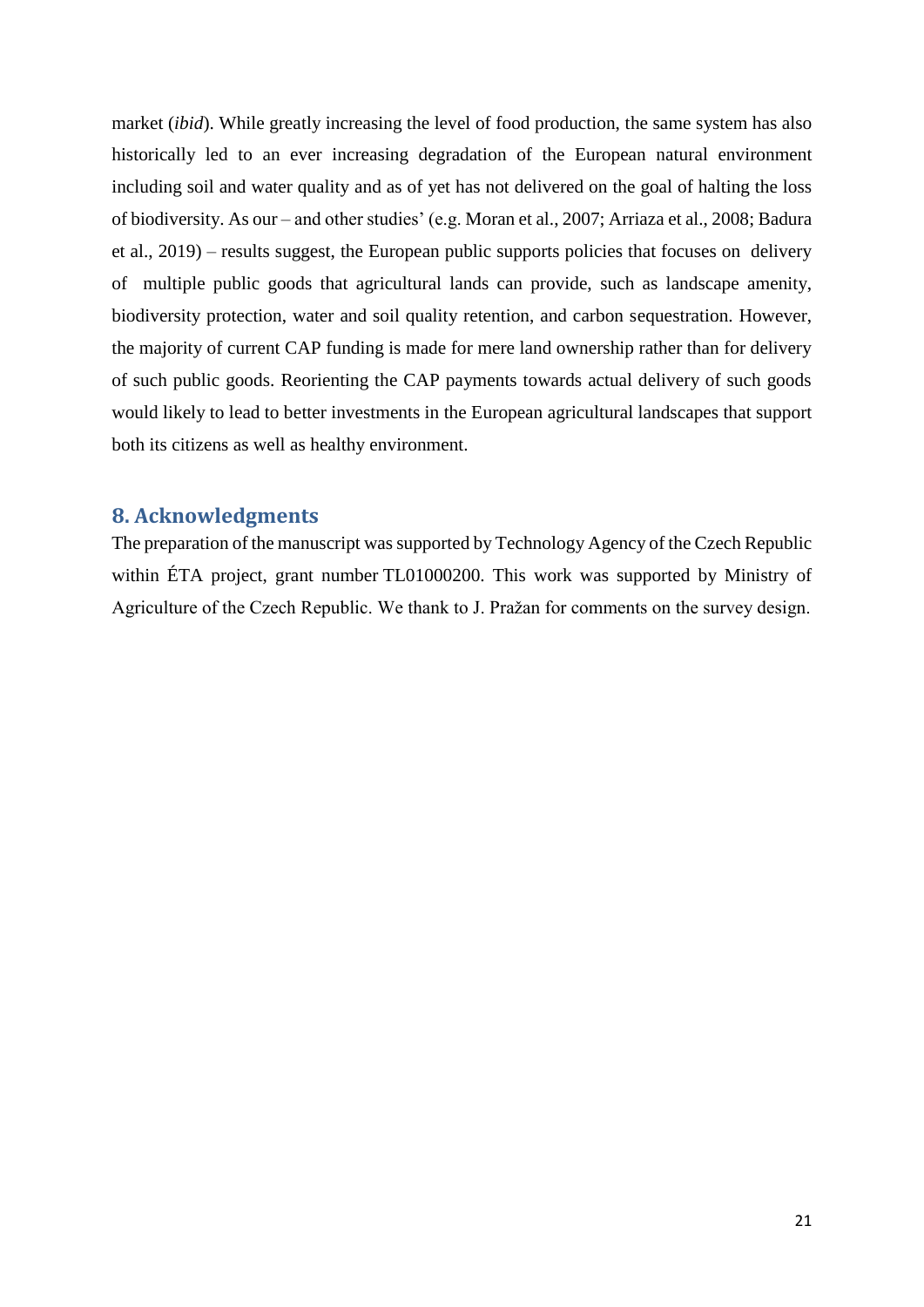market (*ibid*). While greatly increasing the level of food production, the same system has also historically led to an ever increasing degradation of the European natural environment including soil and water quality and as of yet has not delivered on the goal of halting the loss of biodiversity. As our – and other studies' (e.g. Moran et al., 2007; Arriaza et al., 2008; Badura et al., 2019) – results suggest, the European public supports policies that focuses on delivery of multiple public goods that agricultural lands can provide, such as landscape amenity, biodiversity protection, water and soil quality retention, and carbon sequestration. However, the majority of current CAP funding is made for mere land ownership rather than for delivery of such public goods. Reorienting the CAP payments towards actual delivery of such goods would likely to lead to better investments in the European agricultural landscapes that support both its citizens as well as healthy environment.

## 8. Acknowledgments

The preparation of the manuscript was supported by Technology Agency of the Czech Republic within ÉTA project, grant number TL01000200. This work was supported by Ministry of Agriculture of the Czech Republic. We thank to J. Pražan for comments on the survey design.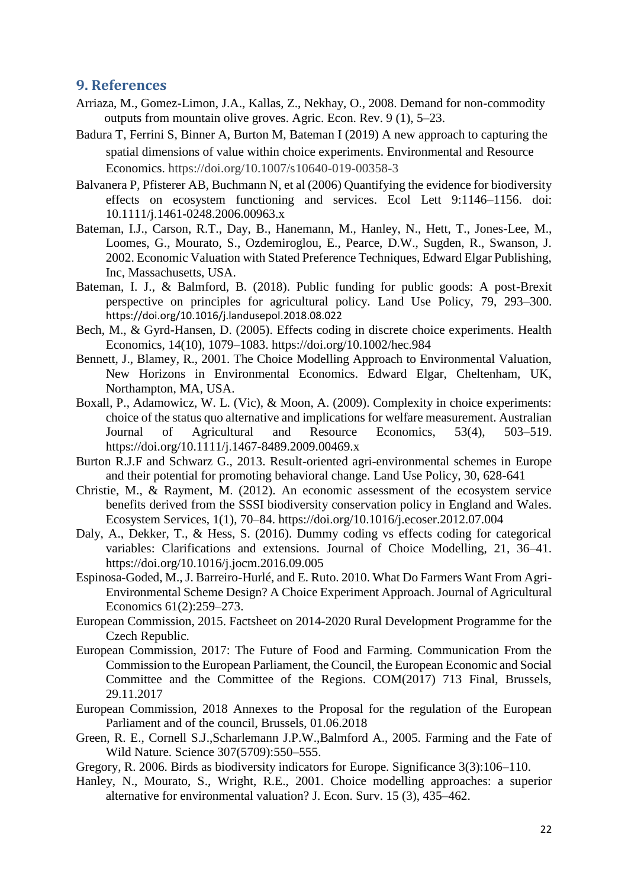## 9. References

Arriaza, M., Gomez-Limon, J.A., Kallas, Z., Nekhay, O., 2008. Demand for non-commodity outputs from mountain olive groves. Agric. Econ. Rev. 9 (1), 5–23.

Badura T, Ferrini S, Binner A, Burton M, Bateman I (2019) A new approach to capturing the spatial dimensions of value within choice experiments. Environmental and Resource Economics. https://doi.org/10.1007/s10640-019-00358-3

Balvanera P, Pfisterer AB, Buchmann N, et al (2006) Quantifying the evidence for biodiversity effects on ecosystem functioning and services. Ecol Lett 9:1146–1156. doi: 10.1111/j.1461-0248.2006.00963.x

Bateman, I.J., Carson, R.T., Day, B., Hanemann, M., Hanley, N., Hett, T., Jones-Lee, M., Loomes, G., Mourato, S., Ozdemiroglou, E., Pearce, D.W., Sugden, R., Swanson, J. 2002. Economic Valuation with Stated Preference Techniques, Edward Elgar Publishing, Inc, Massachusetts, USA.

Bateman, I. J., & Balmford, B. (2018). Public funding for public goods: A post-Brexit perspective on principles for agricultural policy. Land Use Policy, 79, 293–300. https://doi.org/10.1016/j.landusepol.2018.08.022

Bech, M., & Gyrd-Hansen, D. (2005). Effects coding in discrete choice experiments. Health Economics, 14(10), 1079–1083. https://doi.org/10.1002/hec.984

Bennett, J., Blamey, R., 2001. The Choice Modelling Approach to Environmental Valuation, New Horizons in Environmental Economics. Edward Elgar, Cheltenham, UK, Northampton, MA, USA.

Boxall, P., Adamowicz, W. L. (Vic), & Moon, A. (2009). Complexity in choice experiments: choice of the status quo alternative and implications for welfare measurement. Australian Journal of Agricultural and Resource Economics, 53(4), 503–519. https://doi.org/10.1111/j.1467-8489.2009.00469.x

Burton R.J.F and Schwarz G., 2013. Result-oriented agri-environmental schemes in Europe and their potential for promoting behavioral change. Land Use Policy, 30, 628-641

Christie, M., & Rayment, M. (2012). An economic assessment of the ecosystem service benefits derived from the SSSI biodiversity conservation policy in England and Wales. Ecosystem Services, 1(1), 70–84. https://doi.org/10.1016/j.ecoser.2012.07.004

Daly, A., Dekker, T., & Hess, S. (2016). Dummy coding vs effects coding for categorical variables: Clarifications and extensions. Journal of Choice Modelling, 21, 36–41. https://doi.org/10.1016/j.jocm.2016.09.005

Espinosa-Goded, M., J. Barreiro-Hurlé, and E. Ruto. 2010. What Do Farmers Want From Agri-Environmental Scheme Design? A Choice Experiment Approach. Journal of Agricultural Economics 61(2):259–273.

European Commission, 2015. Factsheet on 2014-2020 Rural Development Programme for the Czech Republic.

European Commission, 2017: The Future of Food and Farming. Communication From the Commission to the European Parliament, the Council, the European Economic and Social Committee and the Committee of the Regions. COM(2017) 713 Final, Brussels, 29.11.2017

European Commission, 2018 Annexes to the Proposal for the regulation of the European Parliament and of the council, Brussels, 01.06.2018

Green, R. E., Cornell S.J.,Scharlemann J.P.W.,Balmford A., 2005. Farming and the Fate of Wild Nature. Science 307(5709):550–555.

Gregory, R. 2006. Birds as biodiversity indicators for Europe. Significance 3(3):106–110.

Hanley, N., Mourato, S., Wright, R.E., 2001. Choice modelling approaches: a superior alternative for environmental valuation? J. Econ. Surv. 15 (3), 435–462.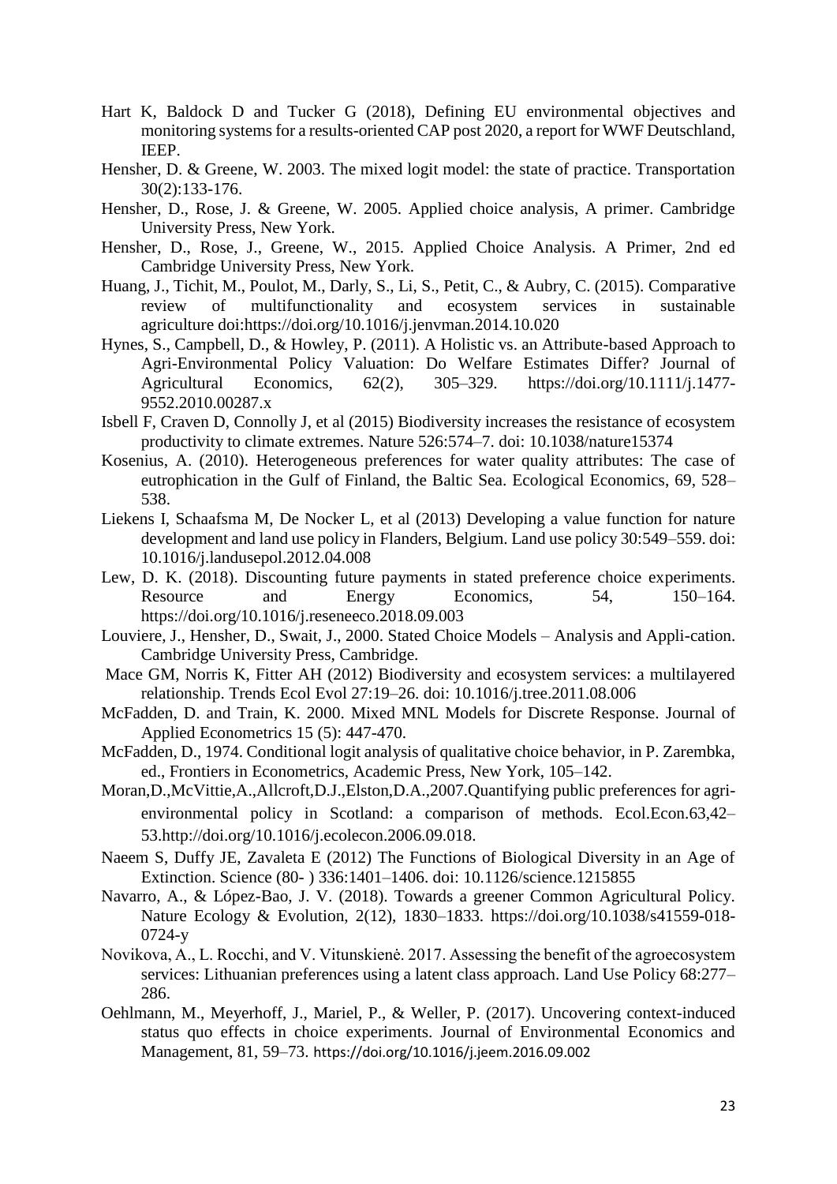Hart K, Baldock D and Tucker G (2018), Defining EU environmental objectives and monitoring systems for a results-oriented CAP post 2020, a report for WWF Deutschland, IEEP.

Hensher, D. & Greene, W. 2003. The mixed logit model: the state of practice. Transportation 30(2):133-176.

Hensher, D., Rose, J. & Greene, W. 2005. Applied choice analysis, A primer. Cambridge University Press, New York.

Hensher, D., Rose, J., Greene, W., 2015. Applied Choice Analysis. A Primer, 2nd ed Cambridge University Press, New York.

Huang, J., Tichit, M., Poulot, M., Darly, S., Li, S., Petit, C., & Aubry, C. (2015). Comparative review of multifunctionality and ecosystem services in sustainable agriculture doi:https://doi.org/10.1016/j.jenvman.2014.10.020

Hynes, S., Campbell, D., & Howley, P. (2011). A Holistic vs. an Attribute-based Approach to Agri-Environmental Policy Valuation: Do Welfare Estimates Differ? Journal of Agricultural Economics, 62(2), 305–329. https://doi.org/10.1111/j.1477-9552.2010.00287.x

Isbell F, Craven D, Connolly J, et al (2015) Biodiversity increases the resistance of ecosystem productivity to climate extremes. Nature 526:574–7. doi: 10.1038/nature15374

Kosenius, A. (2010). Heterogeneous preferences for water quality attributes: The case of eutrophication in the Gulf of Finland, the Baltic Sea. Ecological Economics, 69, 528–538.

Liekens I, Schaafsma M, De Nocker L, et al (2013) Developing a value function for nature development and land use policy in Flanders, Belgium. Land use policy 30:549–559. doi: 10.1016/j.landusepol.2012.04.008

Lew, D. K. (2018). Discounting future payments in stated preference choice experiments. Resource and Energy Economics, 54, 150–164. https://doi.org/10.1016/j.reseneeco.2018.09.003

Louviere, J., Hensher, D., Swait, J., 2000. Stated Choice Models – Analysis and Appli-cation. Cambridge University Press, Cambridge.

Mace GM, Norris K, Fitter AH (2012) Biodiversity and ecosystem services: a multilayered relationship. Trends Ecol Evol 27:19–26. doi: 10.1016/j.tree.2011.08.006

McFadden, D. and Train, K. 2000. Mixed MNL Models for Discrete Response. Journal of Applied Econometrics 15 (5): 447-470.

McFadden, D., 1974. Conditional logit analysis of qualitative choice behavior, in P. Zarembka, ed., Frontiers in Econometrics, Academic Press, New York, 105–142.

Moran,D.,McVittie,A.,Allcroft,D.J.,Elston,D.A.,2007.Quantifying public preferences for agri-environmental policy in Scotland: a comparison of methods. Ecol.Econ.63,42–53.http://doi.org/10.1016/j.ecolecon.2006.09.018.

Naeem S, Duffy JE, Zavaleta E (2012) The Functions of Biological Diversity in an Age of Extinction. Science (80- ) 336:1401–1406. doi: 10.1126/science.1215855

Navarro, A., & López-Bao, J. V. (2018). Towards a greener Common Agricultural Policy. Nature Ecology & Evolution, 2(12), 1830–1833. https://doi.org/10.1038/s41559-018-0724-y

Novikova, A., L. Rocchi, and V. Vitunskienė. 2017. Assessing the benefit of the agroecosystem services: Lithuanian preferences using a latent class approach. Land Use Policy 68:277–286.

Oehlmann, M., Meyerhoff, J., Mariel, P., & Weller, P. (2017). Uncovering context-induced status quo effects in choice experiments. Journal of Environmental Economics and Management, 81, 59–73. https://doi.org/10.1016/j.jeem.2016.09.002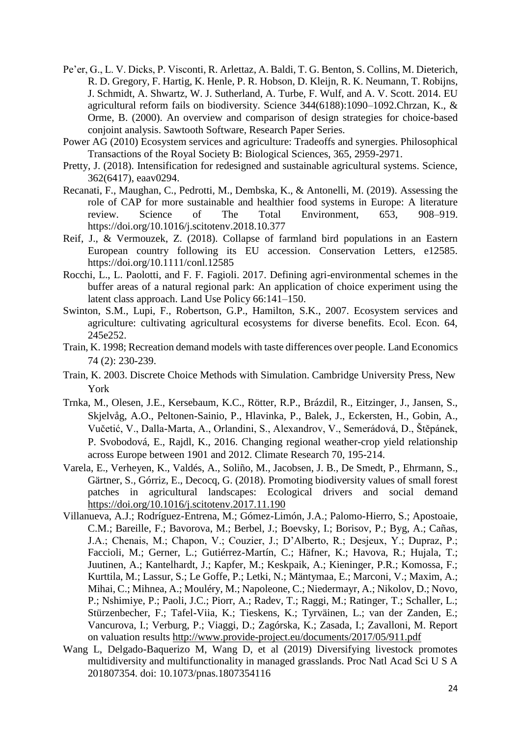Pe'er, G., L. V. Dicks, P. Visconti, R. Arlettaz, A. Baldi, T. G. Benton, S. Collins, M. Dieterich, R. D. Gregory, F. Hartig, K. Henle, P. R. Hobson, D. Kleijn, R. K. Neumann, T. Robijns, J. Schmidt, A. Shwartz, W. J. Sutherland, A. Turbe, F. Wulf, and A. V. Scott. 2014. EU agricultural reform fails on biodiversity. Science 344(6188):1090–1092.Chrzan, K., & Orme, B. (2000). An overview and comparison of design strategies for choice-based conjoint analysis. Sawtooth Software, Research Paper Series.

Power AG (2010) Ecosystem services and agriculture: Tradeoffs and synergies. Philosophical Transactions of the Royal Society B: Biological Sciences, 365, 2959-2971.

Pretty, J. (2018). Intensification for redesigned and sustainable agricultural systems. Science, 362(6417), eaav0294.

Recanati, F., Maughan, C., Pedrotti, M., Dembska, K., & Antonelli, M. (2019). Assessing the role of CAP for more sustainable and healthier food systems in Europe: A literature review. Science of The Total Environment, 653, 908–919. https://doi.org/10.1016/j.scitotenv.2018.10.377

Reif, J., & Vermouzek, Z. (2018). Collapse of farmland bird populations in an Eastern European country following its EU accession. Conservation Letters, e12585. https://doi.org/10.1111/conl.12585

Rocchi, L., L. Paolotti, and F. F. Fagioli. 2017. Defining agri-environmental schemes in the buffer areas of a natural regional park: An application of choice experiment using the latent class approach. Land Use Policy 66:141–150.

Swinton, S.M., Lupi, F., Robertson, G.P., Hamilton, S.K., 2007. Ecosystem services and agriculture: cultivating agricultural ecosystems for diverse benefits. Ecol. Econ. 64, 245e252.

Train, K. 1998; Recreation demand models with taste differences over people. Land Economics 74 (2): 230-239.

Train, K. 2003. Discrete Choice Methods with Simulation. Cambridge University Press, New York

Trnka, M., Olesen, J.E., Kersebaum, K.C., Rötter, R.P., Brázdil, R., Eitzinger, J., Jansen, S., Skjelvåg, A.O., Peltonen-Sainio, P., Hlavinka, P., Balek, J., Eckersten, H., Gobin, A., Vučetić, V., Dalla-Marta, A., Orlandini, S., Alexandrov, V., Semerádová, D., Štěpánek, P. Svobodová, E., Rajdl, K., 2016. Changing regional weather-crop yield relationship across Europe between 1901 and 2012. Climate Research 70, 195-214.

Varela, E., Verheyen, K., Valdés, A., Soliño, M., Jacobsen, J. B., De Smedt, P., Ehrmann, S., Gärtner, S., Górriz, E., Decocq, G. (2018). Promoting biodiversity values of small forest patches in agricultural landscapes: Ecological drivers and social demand https://doi.org/10.1016/j.scitotenv.2017.11.190

Villanueva, A.J.; Rodríguez-Entrena, M.; Gómez-Limón, J.A.; Palomo-Hierro, S.; Apostoaie, C.M.; Bareille, F.; Bavorova, M.; Berbel, J.; Boevsky, I.; Borisov, P.; Byg, A.; Cañas, J.A.; Chenais, M.; Chapon, V.; Couzier, J.; D'Alberto, R.; Desjeux, Y.; Dupraz, P.; Faccioli, M.; Gerner, L.; Gutiérrez-Martín, C.; Häfner, K.; Havova, R.; Hujala, T.; Juutinen, A.; Kantelhardt, J.; Kapfer, M.; Keskpaik, A.; Kieninger, P.R.; Komossa, F.; Kurttila, M.; Lassur, S.; Le Goffe, P.; Letki, N.; Mäntymaa, E.; Marconi, V.; Maxim, A.; Mihai, C.; Mihnea, A.; Mouléry, M.; Napoleone, C.; Niedermayr, A.; Nikolov, D.; Novo, P.; Nshimiye, P.; Paoli, J.C.; Piorr, A.; Radev, T.; Raggi, M.; Ratinger, T.; Schaller, L.; Stürzenbecher, F.; Tafel-Viia, K.; Tieskens, K.; Tyrväinen, L.; van der Zanden, E.; Vancurova, I.; Verburg, P.; Viaggi, D.; Zagórska, K.; Zasada, I.; Zavalloni, M. Report on valuation results http://www.provide-project.eu/documents/2017/05/911.pdf

Wang L, Delgado-Baquerizo M, Wang D, et al (2019) Diversifying livestock promotes multidiversity and multifunctionality in managed grasslands. Proc Natl Acad Sci U S A 201807354. doi: 10.1073/pnas.1807354116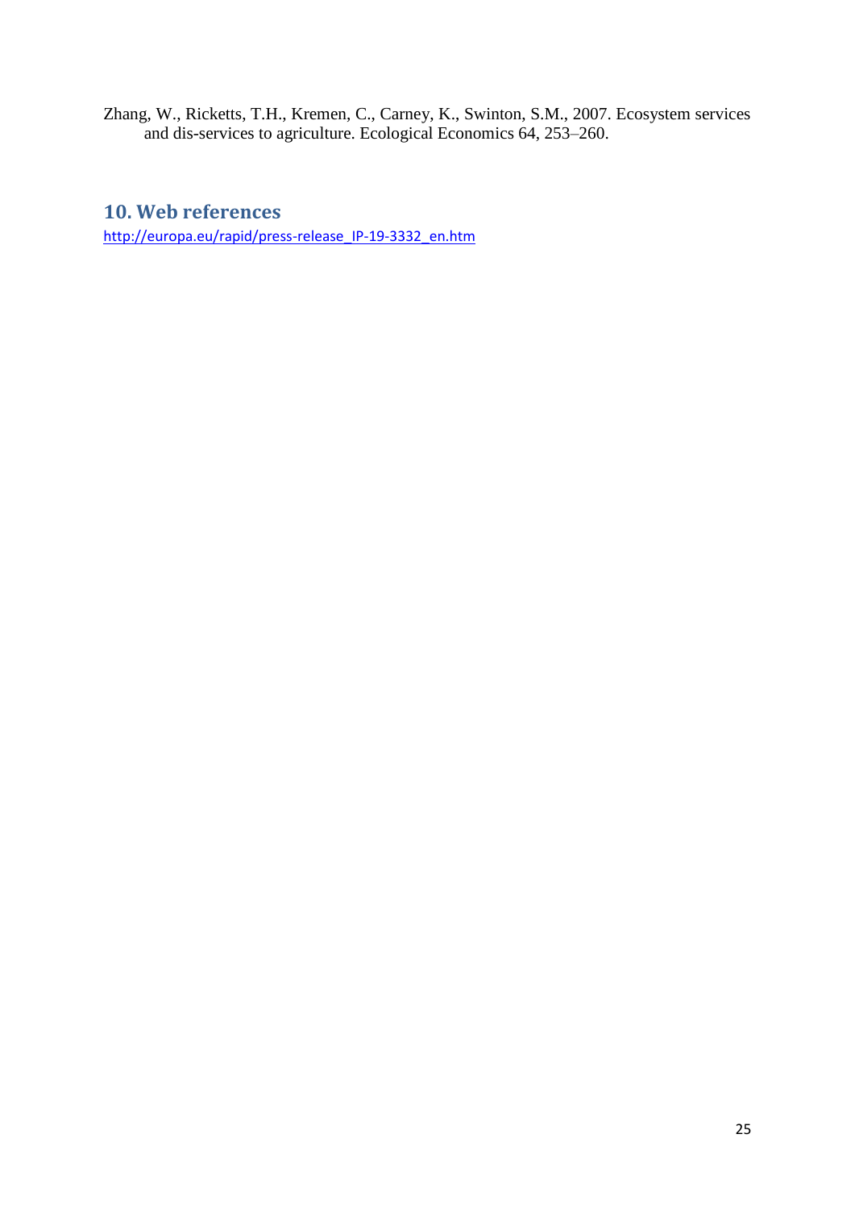Zhang, W., Ricketts, T.H., Kremen, C., Carney, K., Swinton, S.M., 2007. Ecosystem services and dis-services to agriculture. Ecological Economics 64, 253–260.

## 10. Web references

http://europa.eu/rapid/press-release_IP-19-3332_en.htm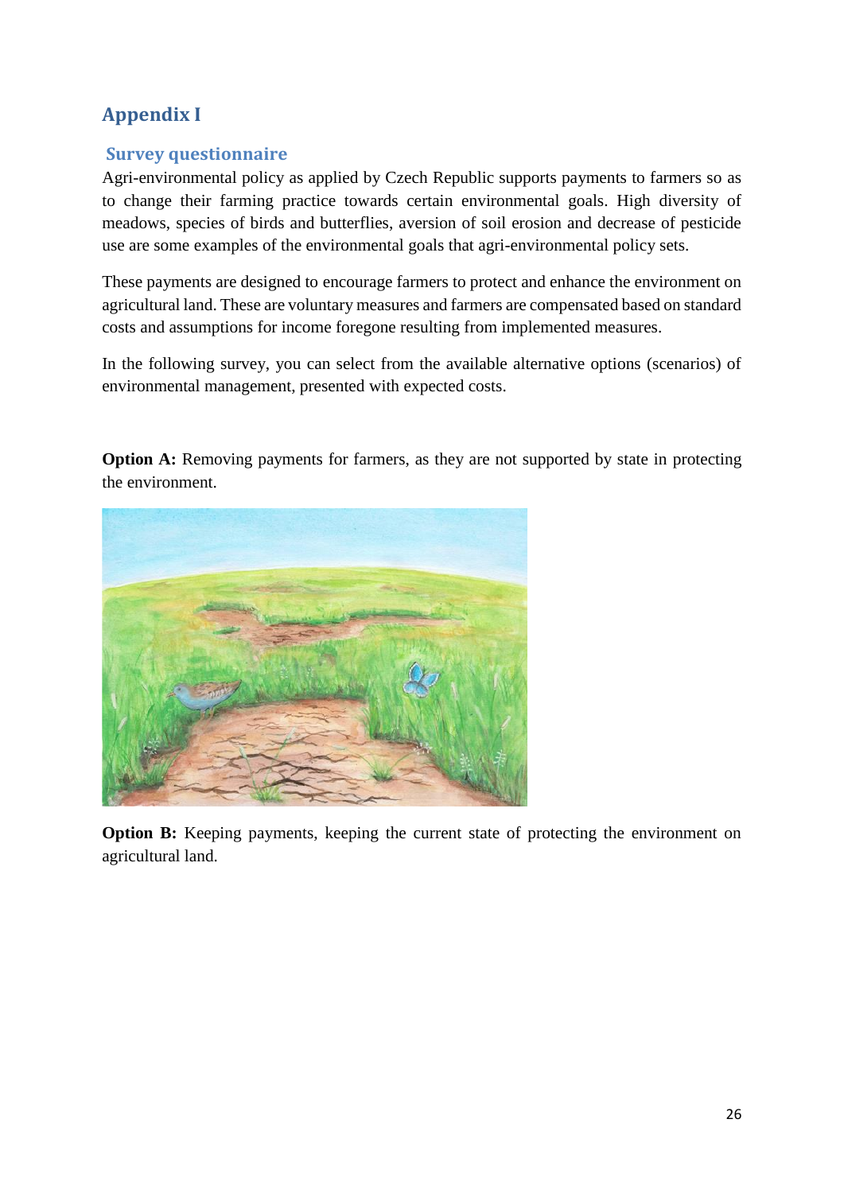# Appendix I

## Survey questionnaire

Agri-environmental policy as applied by Czech Republic supports payments to farmers so as to change their farming practice towards certain environmental goals. High diversity of meadows, species of birds and butterflies, aversion of soil erosion and decrease of pesticide use are some examples of the environmental goals that agri-environmental policy sets.

These payments are designed to encourage farmers to protect and enhance the environment on agricultural land. These are voluntary measures and farmers are compensated based on standard costs and assumptions for income foregone resulting from implemented measures.

In the following survey, you can select from the available alternative options (scenarios) of environmental management, presented with expected costs.

**Option A:** Removing payments for farmers, as they are not supported by state in protecting the environment.

**Option B:** Keeping payments, keeping the current state of protecting the environment on agricultural land.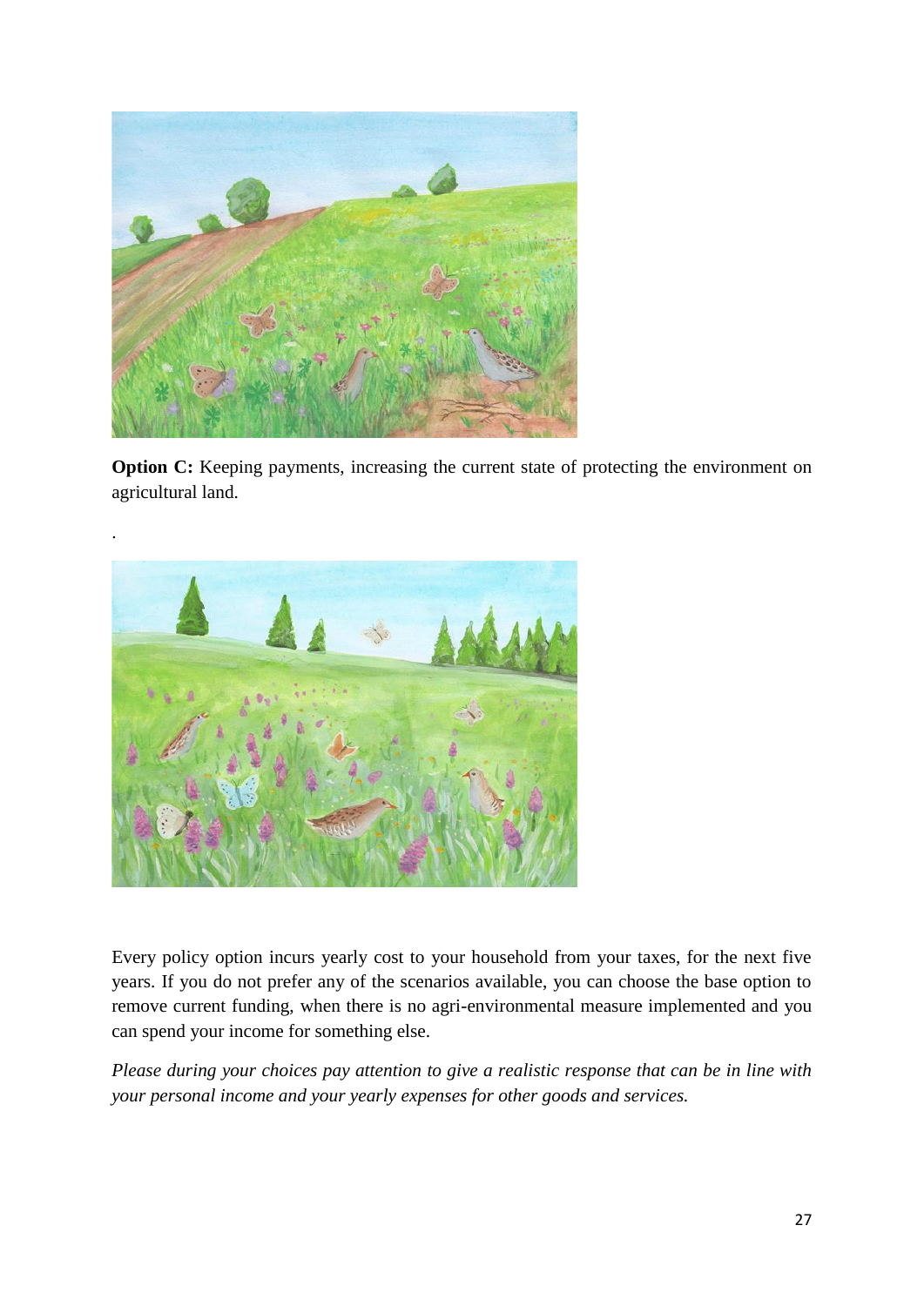**Option C:** Keeping payments, increasing the current state of protecting the environment on agricultural land.

.

Every policy option incurs yearly cost to your household from your taxes, for the next five years. If you do not prefer any of the scenarios available, you can choose the base option to remove current funding, when there is no agri-environmental measure implemented and you can spend your income for something else.

*Please during your choices pay attention to give a realistic response that can be in line with your personal income and your yearly expenses for other goods and services.*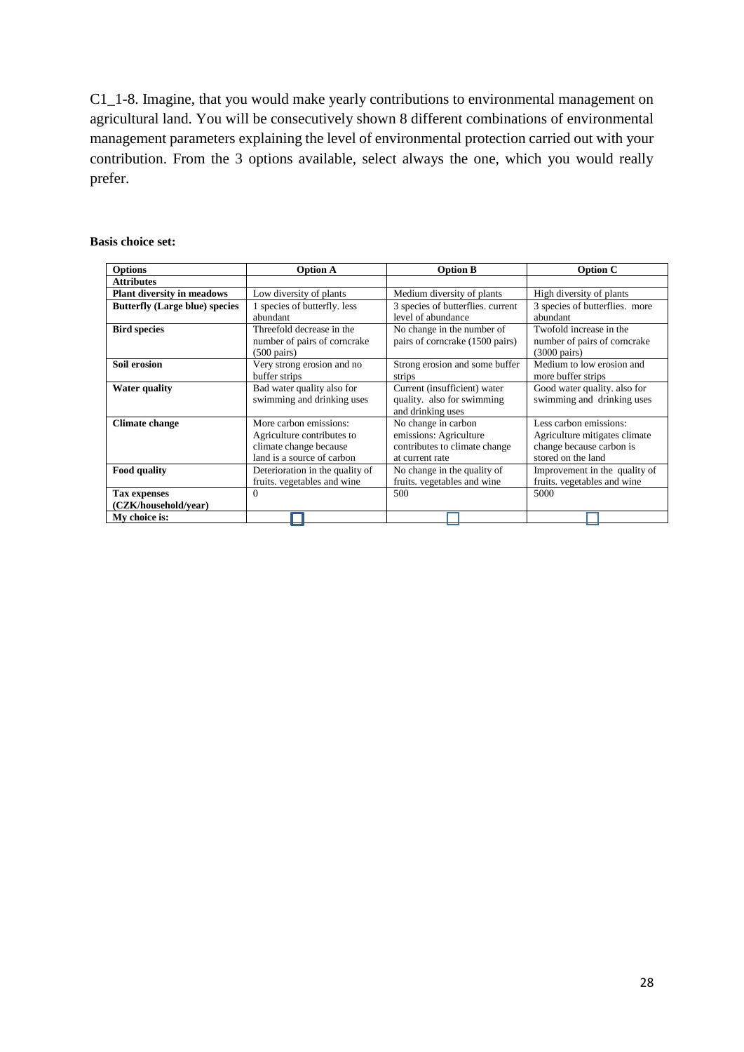C1_1-8. Imagine, that you would make yearly contributions to environmental management on agricultural land. You will be consecutively shown 8 different combinations of environmental management parameters explaining the level of environmental protection carried out with your contribution. From the 3 options available, select always the one, which you would really prefer.

**Basis choice set:**

| **Options** | **Option A** | **Option B** | **Option C** |
|---|---|---|---|
| **Attributes** | | | |
| **Plant diversity in meadows** | Low diversity of plants | Medium diversity of plants | High diversity of plants |
| **Butterfly (Large blue) species** | 1 species of butterfly. less abundant | 3 species of butterflies. current level of abundance | 3 species of butterflies. more abundant |
| **Bird species** | Threefold decrease in the number of pairs of corncrake (500 pairs) | No change in the number of pairs of corncrake (1500 pairs) | Twofold increase in the number of pairs of corncrake (3000 pairs) |
| **Soil erosion** | Very strong erosion and no buffer strips | Strong erosion and some buffer strips | Medium to low erosion and more buffer strips |
| **Water quality** | Bad water quality also for swimming and drinking uses | Current (insufficient) water quality. also for swimming and drinking uses | Good water quality. also for swimming and drinking uses |
| **Climate change** | More carbon emissions: Agriculture contributes to climate change because land is a source of carbon | No change in carbon emissions: Agriculture contributes to climate change at current rate | Less carbon emissions: Agriculture mitigates climate change because carbon is stored on the land |
| **Food quality** | Deterioration in the quality of fruits. vegetables and wine | No change in the quality of fruits. vegetables and wine | Improvement in the quality of fruits. vegetables and wine |
| **Tax expenses (CZK/household/year)** | 0 | 500 | 5000 |
| **My choice is:** | ☐ | ☐ | ☐ |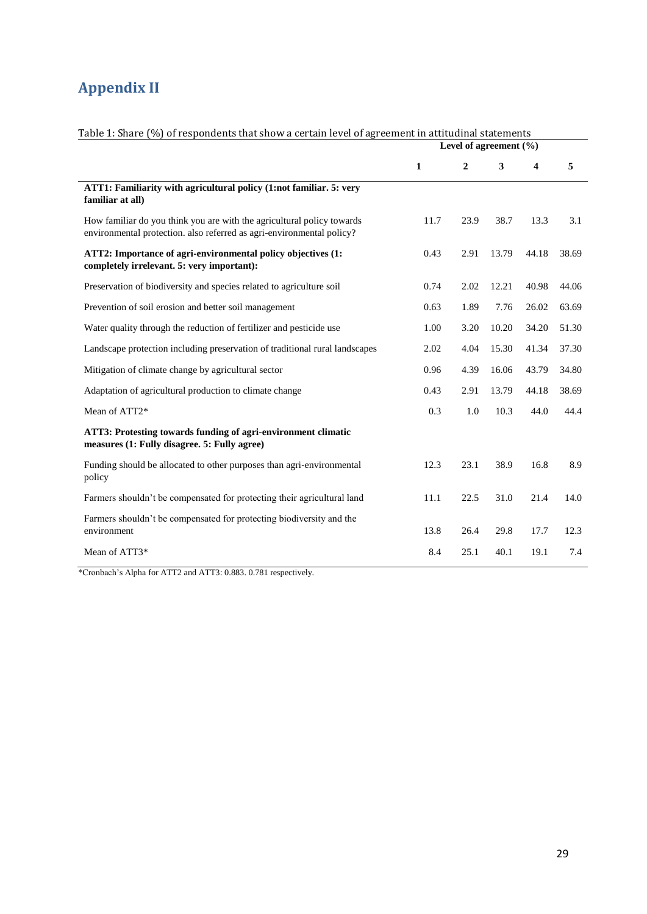# Appendix II

Table 1: Share (%) of respondents that show a certain level of agreement in attitudinal statements

| | Level of agreement (%) | | | | |
|---|---|---|---|---|---|
| | **1** | **2** | **3** | **4** | **5** |
| **ATT1: Familiarity with agricultural policy (1:not familiar. 5: very familiar at all)** | | | | | |
| How familiar do you think you are with the agricultural policy towards environmental protection. also referred as agri-environmental policy? | 11.7 | 23.9 | 38.7 | 13.3 | 3.1 |
| **ATT2: Importance of agri-environmental policy objectives (1: completely irrelevant. 5: very important):** | 0.43 | 2.91 | 13.79 | 44.18 | 38.69 |
| Preservation of biodiversity and species related to agriculture soil | 0.74 | 2.02 | 12.21 | 40.98 | 44.06 |
| Prevention of soil erosion and better soil management | 0.63 | 1.89 | 7.76 | 26.02 | 63.69 |
| Water quality through the reduction of fertilizer and pesticide use | 1.00 | 3.20 | 10.20 | 34.20 | 51.30 |
| Landscape protection including preservation of traditional rural landscapes | 2.02 | 4.04 | 15.30 | 41.34 | 37.30 |
| Mitigation of climate change by agricultural sector | 0.96 | 4.39 | 16.06 | 43.79 | 34.80 |
| Adaptation of agricultural production to climate change | 0.43 | 2.91 | 13.79 | 44.18 | 38.69 |
| Mean of ATT2* | 0.3 | 1.0 | 10.3 | 44.0 | 44.4 |
| **ATT3: Protesting towards funding of agri-environment climatic measures (1: Fully disagree. 5: Fully agree)** | | | | | |
| Funding should be allocated to other purposes than agri-environmental policy | 12.3 | 23.1 | 38.9 | 16.8 | 8.9 |
| Farmers shouldn't be compensated for protecting their agricultural land | 11.1 | 22.5 | 31.0 | 21.4 | 14.0 |
| Farmers shouldn't be compensated for protecting biodiversity and the environment | 13.8 | 26.4 | 29.8 | 17.7 | 12.3 |
| Mean of ATT3* | 8.4 | 25.1 | 40.1 | 19.1 | 7.4 |

*Cronbach's Alpha for ATT2 and ATT3: 0.883. 0.781 respectively.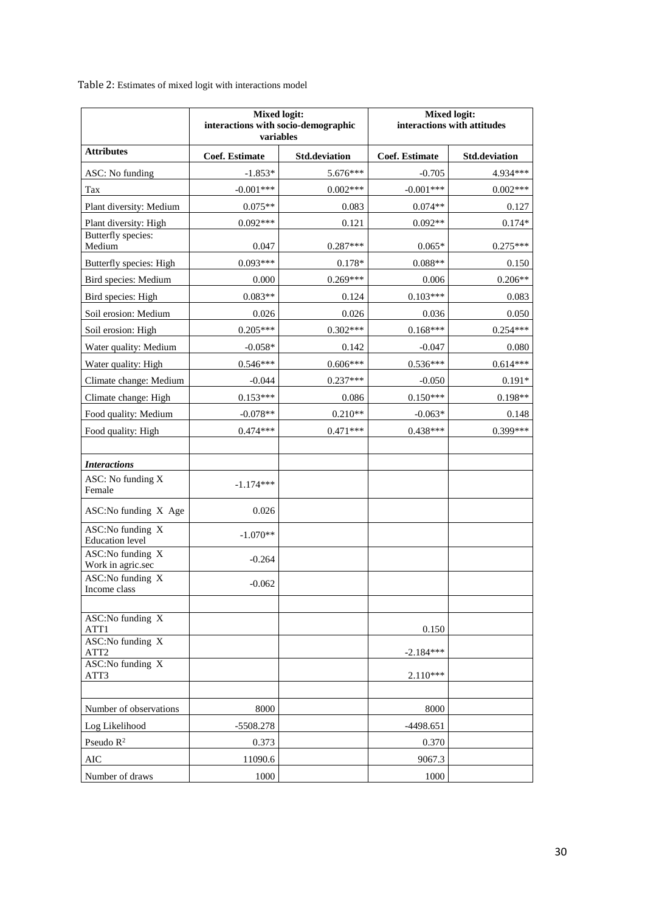Table 2: Estimates of mixed logit with interactions model

| | Mixed logit: interactions with socio-demographic variables | | Mixed logit: interactions with attitudes | |
|---|---|---|---|---|
| **Attributes** | **Coef. Estimate** | **Std.deviation** | **Coef. Estimate** | **Std.deviation** |
| ASC: No funding | -1.853* | 5.676*** | -0.705 | 4.934*** |
| Tax | -0.001*** | 0.002*** | -0.001*** | 0.002*** |
| Plant diversity: Medium | 0.075** | 0.083 | 0.074** | 0.127 |
| Plant diversity: High | 0.092*** | 0.121 | 0.092** | 0.174* |
| Butterfly species: Medium | 0.047 | 0.287*** | 0.065* | 0.275*** |
| Butterfly species: High | 0.093*** | 0.178* | 0.088** | 0.150 |
| Bird species: Medium | 0.000 | 0.269*** | 0.006 | 0.206** |
| Bird species: High | 0.083** | 0.124 | 0.103*** | 0.083 |
| Soil erosion: Medium | 0.026 | 0.026 | 0.036 | 0.050 |
| Soil erosion: High | 0.205*** | 0.302*** | 0.168*** | 0.254*** |
| Water quality: Medium | -0.058* | 0.142 | -0.047 | 0.080 |
| Water quality: High | 0.546*** | 0.606*** | 0.536*** | 0.614*** |
| Climate change: Medium | -0.044 | 0.237*** | -0.050 | 0.191* |
| Climate change: High | 0.153*** | 0.086 | 0.150*** | 0.198** |
| Food quality: Medium | -0.078** | 0.210** | -0.063* | 0.148 |
| Food quality: High | 0.474*** | 0.471*** | 0.438*** | 0.399*** |
| | | | | |
| ***Interactions*** | | | | |
| ASC: No funding X Female | -1.174*** | | | |
| ASC:No funding X Age | 0.026 | | | |
| ASC:No funding X Education level | -1.070** | | | |
| ASC:No funding X Work in agric.sec | -0.264 | | | |
| ASC:No funding X Income class | -0.062 | | | |
| | | | | |
| ASC:No funding X ATT1 | | | 0.150 | |
| ASC:No funding X ATT2 | | | -2.184*** | |
| ASC:No funding X ATT3 | | | 2.110*** | |
| | | | | |
| Number of observations | 8000 | | 8000 | |
| Log Likelihood | -5508.278 | | -4498.651 | |
| Pseudo $R^2$ | 0.373 | | 0.370 | |
| AIC | 11090.6 | | 9067.3 | |
| Number of draws | 1000 | | 1000 | |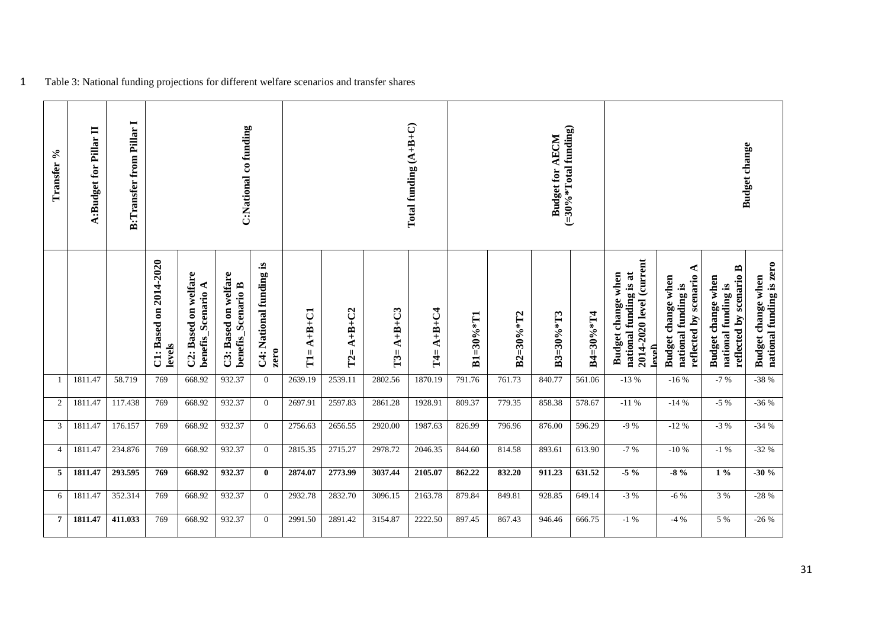Table 3: National funding projections for different welfare scenarios and transfer shares

| Transfer % | A:Budget for Pillar II | B:Transfer from Pillar I | C:National co funding | | | | Total funding (A+B+C) | | | | Budget for AECM (=30%*Total funding) | | | | Budget change | | | |
|---|---|---|---|---|---|---|---|---|---|---|---|---|---|---|---|---|---|---|
| | | | C1: Based on 2014-2020 levels | C2: Based on welfare benefis_Scenario A | C3: Based on welfare benefis_Scenario B | C4: National funding is zero | T1= A+B+C1 | T2= A+B+C2 | T3= A+B+C3 | T4= A+B+C4 | B1=30%*T1 | B2=30%*T2 | B3=30%*T3 | B4=30%*T4 | Budget change when national funding is at 2014-2020 level (current level) | Budget change when national funding is reflected by scenario A | Budget change when national funding is reflected by scenario B | Budget change when national funding is zero |
| 1 | 1811.47 | 58.719 | 769 | 668.92 | 932.37 | 0 | 2639.19 | 2539.11 | 2802.56 | 1870.19 | 791.76 | 761.73 | 840.77 | 561.06 | -13 % | -16 % | -7 % | -38 % |
| 2 | 1811.47 | 117.438 | 769 | 668.92 | 932.37 | 0 | 2697.91 | 2597.83 | 2861.28 | 1928.91 | 809.37 | 779.35 | 858.38 | 578.67 | -11 % | -14 % | -5 % | -36 % |
| 3 | 1811.47 | 176.157 | 769 | 668.92 | 932.37 | 0 | 2756.63 | 2656.55 | 2920.00 | 1987.63 | 826.99 | 796.96 | 876.00 | 596.29 | -9 % | -12 % | -3 % | -34 % |
| 4 | 1811.47 | 234.876 | 769 | 668.92 | 932.37 | 0 | 2815.35 | 2715.27 | 2978.72 | 2046.35 | 844.60 | 814.58 | 893.61 | 613.90 | -7 % | -10 % | -1 % | -32 % |
| **5** | **1811.47** | **293.595** | **769** | **668.92** | **932.37** | **0** | **2874.07** | **2773.99** | **3037.44** | **2105.07** | **862.22** | **832.20** | **911.23** | **631.52** | **-5 %** | **-8 %** | **1 %** | **-30 %** |
| 6 | 1811.47 | 352.314 | 769 | 668.92 | 932.37 | 0 | 2932.78 | 2832.70 | 3096.15 | 2163.78 | 879.84 | 849.81 | 928.85 | 649.14 | -3 % | -6 % | 3 % | -28 % |
| **7** | **1811.47** | **411.033** | 769 | 668.92 | 932.37 | 0 | 2991.50 | 2891.42 | 3154.87 | 2222.50 | 897.45 | 867.43 | 946.46 | 666.75 | -1 % | -4 % | 5 % | -26 % |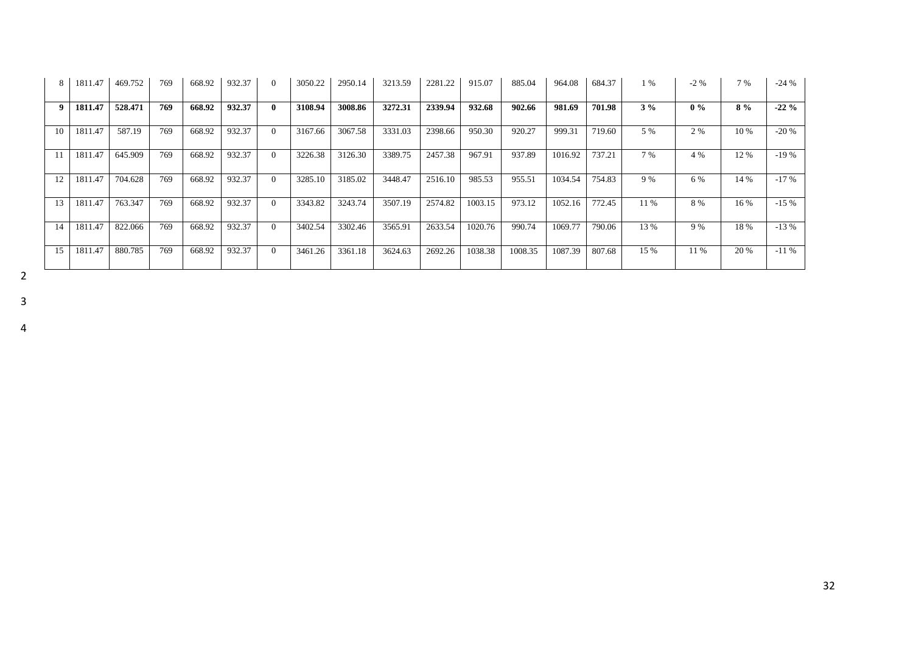| | | | | | | | | | | | | | | | | | | | |
|---|---|---|---|---|---|---|---|---|---|---|---|---|---|---|---|---|---|---|---|
| 8 | 1811.47 | 469.752 | 769 | 668.92 | 932.37 | 0 | 3050.22 | 2950.14 | 3213.59 | 2281.22 | 915.07 | 885.04 | 964.08 | 684.37 | 1 % | -2 % | 7 % | -24 % |
| **9** | **1811.47** | **528.471** | **769** | **668.92** | **932.37** | **0** | **3108.94** | **3008.86** | **3272.31** | **2339.94** | **932.68** | **902.66** | **981.69** | **701.98** | **3 %** | **0 %** | **8 %** | **-22 %** |
| 10 | 1811.47 | 587.19 | 769 | 668.92 | 932.37 | 0 | 3167.66 | 3067.58 | 3331.03 | 2398.66 | 950.30 | 920.27 | 999.31 | 719.60 | 5 % | 2 % | 10 % | -20 % |
| 11 | 1811.47 | 645.909 | 769 | 668.92 | 932.37 | 0 | 3226.38 | 3126.30 | 3389.75 | 2457.38 | 967.91 | 937.89 | 1016.92 | 737.21 | 7 % | 4 % | 12 % | -19 % |
| 12 | 1811.47 | 704.628 | 769 | 668.92 | 932.37 | 0 | 3285.10 | 3185.02 | 3448.47 | 2516.10 | 985.53 | 955.51 | 1034.54 | 754.83 | 9 % | 6 % | 14 % | -17 % |
| 13 | 1811.47 | 763.347 | 769 | 668.92 | 932.37 | 0 | 3343.82 | 3243.74 | 3507.19 | 2574.82 | 1003.15 | 973.12 | 1052.16 | 772.45 | 11 % | 8 % | 16 % | -15 % |
| 14 | 1811.47 | 822.066 | 769 | 668.92 | 932.37 | 0 | 3402.54 | 3302.46 | 3565.91 | 2633.54 | 1020.76 | 990.74 | 1069.77 | 790.06 | 13 % | 9 % | 18 % | -13 % |
| 15 | 1811.47 | 880.785 | 769 | 668.92 | 932.37 | 0 | 3461.26 | 3361.18 | 3624.63 | 2692.26 | 1038.38 | 1008.35 | 1087.39 | 807.68 | 15 % | 11 % | 20 % | -11 % |